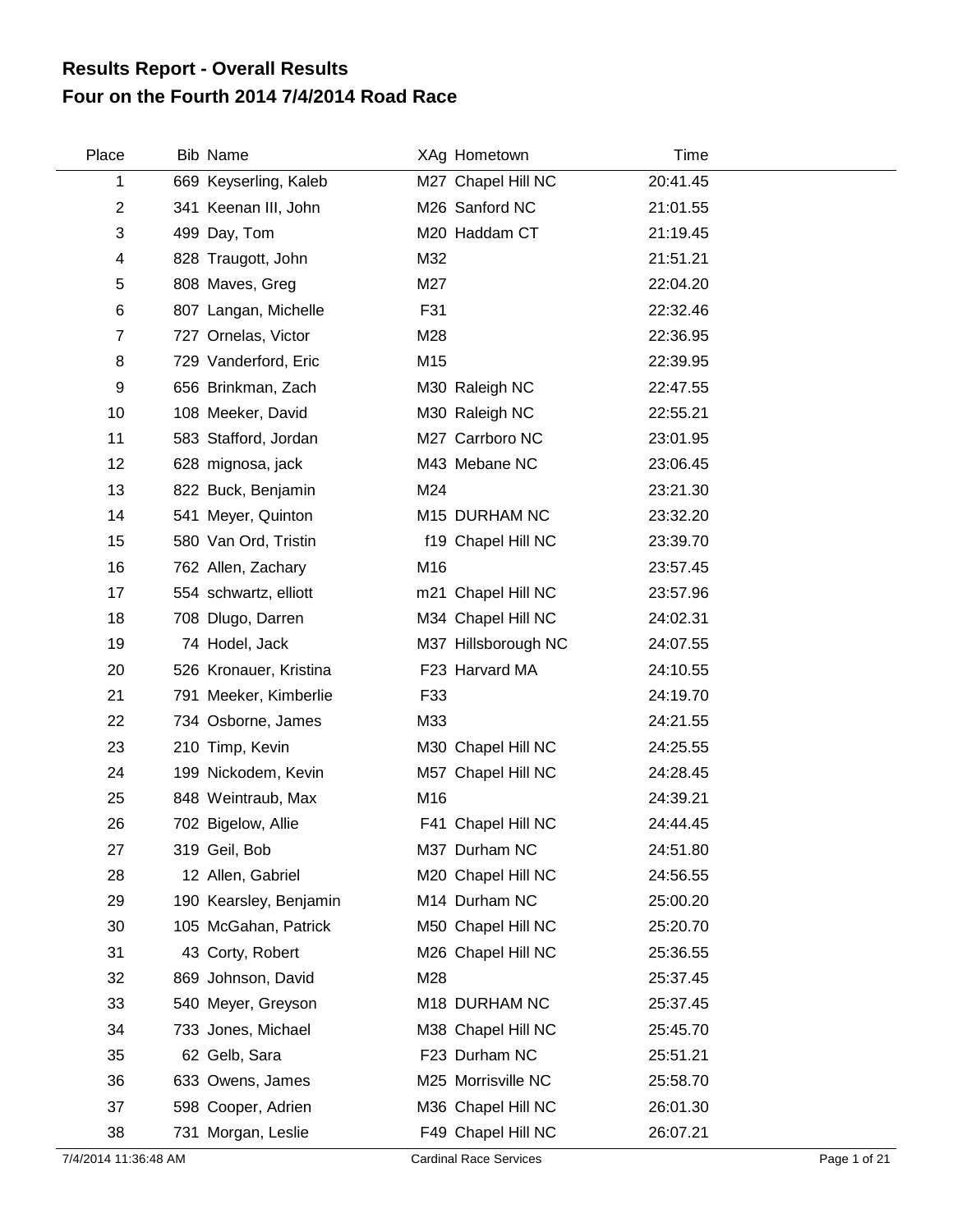# Results Report - Overall Results
## Four on the Fourth 2014 7/4/2014 Road Race

| Place | Bib | Name | XAg | Hometown | Time |
|---|---|---|---|---|---|
| 1 | 669 | Keyserling, Kaleb | M27 | Chapel Hill NC | 20:41.45 |
| 2 | 341 | Keenan III, John | M26 | Sanford NC | 21:01.55 |
| 3 | 499 | Day, Tom | M20 | Haddam CT | 21:19.45 |
| 4 | 828 | Traugott, John | M32 | | 21:51.21 |
| 5 | 808 | Maves, Greg | M27 | | 22:04.20 |
| 6 | 807 | Langan, Michelle | F31 | | 22:32.46 |
| 7 | 727 | Ornelas, Victor | M28 | | 22:36.95 |
| 8 | 729 | Vanderford, Eric | M15 | | 22:39.95 |
| 9 | 656 | Brinkman, Zach | M30 | Raleigh NC | 22:47.55 |
| 10 | 108 | Meeker, David | M30 | Raleigh NC | 22:55.21 |
| 11 | 583 | Stafford, Jordan | M27 | Carrboro NC | 23:01.95 |
| 12 | 628 | mignosa, jack | M43 | Mebane NC | 23:06.45 |
| 13 | 822 | Buck, Benjamin | M24 | | 23:21.30 |
| 14 | 541 | Meyer, Quinton | M15 | DURHAM NC | 23:32.20 |
| 15 | 580 | Van Ord, Tristin | f19 | Chapel Hill NC | 23:39.70 |
| 16 | 762 | Allen, Zachary | M16 | | 23:57.45 |
| 17 | 554 | schwartz, elliott | m21 | Chapel Hill NC | 23:57.96 |
| 18 | 708 | Dlugo, Darren | M34 | Chapel Hill NC | 24:02.31 |
| 19 | 74 | Hodel, Jack | M37 | Hillsborough NC | 24:07.55 |
| 20 | 526 | Kronauer, Kristina | F23 | Harvard MA | 24:10.55 |
| 21 | 791 | Meeker, Kimberlie | F33 | | 24:19.70 |
| 22 | 734 | Osborne, James | M33 | | 24:21.55 |
| 23 | 210 | Timp, Kevin | M30 | Chapel Hill NC | 24:25.55 |
| 24 | 199 | Nickodem, Kevin | M57 | Chapel Hill NC | 24:28.45 |
| 25 | 848 | Weintraub, Max | M16 | | 24:39.21 |
| 26 | 702 | Bigelow, Allie | F41 | Chapel Hill NC | 24:44.45 |
| 27 | 319 | Geil, Bob | M37 | Durham NC | 24:51.80 |
| 28 | 12 | Allen, Gabriel | M20 | Chapel Hill NC | 24:56.55 |
| 29 | 190 | Kearsley, Benjamin | M14 | Durham NC | 25:00.20 |
| 30 | 105 | McGahan, Patrick | M50 | Chapel Hill NC | 25:20.70 |
| 31 | 43 | Corty, Robert | M26 | Chapel Hill NC | 25:36.55 |
| 32 | 869 | Johnson, David | M28 | | 25:37.45 |
| 33 | 540 | Meyer, Greyson | M18 | DURHAM NC | 25:37.45 |
| 34 | 733 | Jones, Michael | M38 | Chapel Hill NC | 25:45.70 |
| 35 | 62 | Gelb, Sara | F23 | Durham NC | 25:51.21 |
| 36 | 633 | Owens, James | M25 | Morrisville NC | 25:58.70 |
| 37 | 598 | Cooper, Adrien | M36 | Chapel Hill NC | 26:01.30 |
| 38 | 731 | Morgan, Leslie | F49 | Chapel Hill NC | 26:07.21 |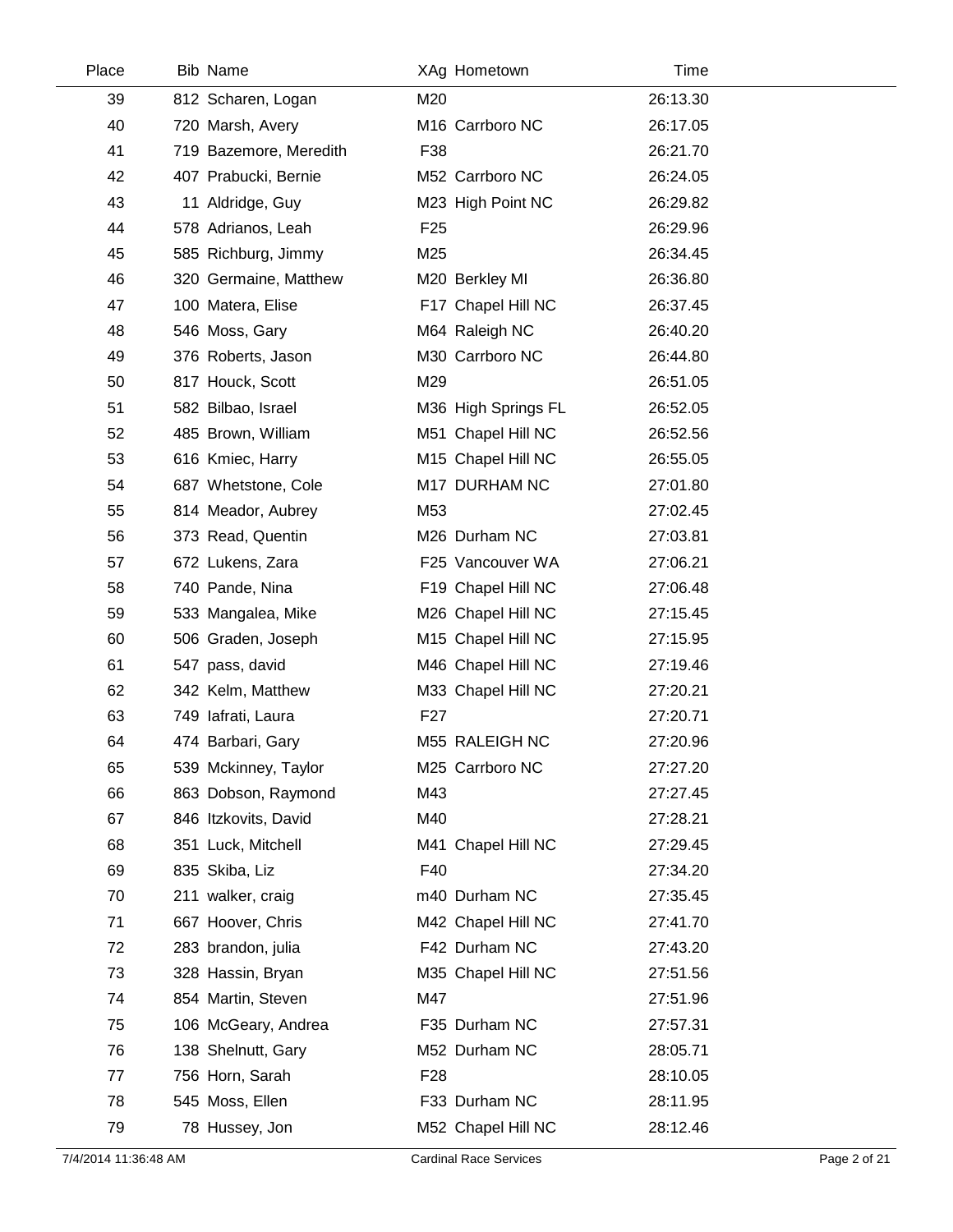| Place | Bib | Name | XAg | Hometown | Time |
|---|---|---|---|---|---|
| 39 | 812 | Scharen, Logan | M20 | | 26:13.30 |
| 40 | 720 | Marsh, Avery | M16 | Carrboro NC | 26:17.05 |
| 41 | 719 | Bazemore, Meredith | F38 | | 26:21.70 |
| 42 | 407 | Prabucki, Bernie | M52 | Carrboro NC | 26:24.05 |
| 43 | 11 | Aldridge, Guy | M23 | High Point NC | 26:29.82 |
| 44 | 578 | Adrianos, Leah | F25 | | 26:29.96 |
| 45 | 585 | Richburg, Jimmy | M25 | | 26:34.45 |
| 46 | 320 | Germaine, Matthew | M20 | Berkley MI | 26:36.80 |
| 47 | 100 | Matera, Elise | F17 | Chapel Hill NC | 26:37.45 |
| 48 | 546 | Moss, Gary | M64 | Raleigh NC | 26:40.20 |
| 49 | 376 | Roberts, Jason | M30 | Carrboro NC | 26:44.80 |
| 50 | 817 | Houck, Scott | M29 | | 26:51.05 |
| 51 | 582 | Bilbao, Israel | M36 | High Springs FL | 26:52.05 |
| 52 | 485 | Brown, William | M51 | Chapel Hill NC | 26:52.56 |
| 53 | 616 | Kmiec, Harry | M15 | Chapel Hill NC | 26:55.05 |
| 54 | 687 | Whetstone, Cole | M17 | DURHAM NC | 27:01.80 |
| 55 | 814 | Meador, Aubrey | M53 | | 27:02.45 |
| 56 | 373 | Read, Quentin | M26 | Durham NC | 27:03.81 |
| 57 | 672 | Lukens, Zara | F25 | Vancouver WA | 27:06.21 |
| 58 | 740 | Pande, Nina | F19 | Chapel Hill NC | 27:06.48 |
| 59 | 533 | Mangalea, Mike | M26 | Chapel Hill NC | 27:15.45 |
| 60 | 506 | Graden, Joseph | M15 | Chapel Hill NC | 27:15.95 |
| 61 | 547 | pass, david | M46 | Chapel Hill NC | 27:19.46 |
| 62 | 342 | Kelm, Matthew | M33 | Chapel Hill NC | 27:20.21 |
| 63 | 749 | Iafrati, Laura | F27 | | 27:20.71 |
| 64 | 474 | Barbari, Gary | M55 | RALEIGH NC | 27:20.96 |
| 65 | 539 | Mckinney, Taylor | M25 | Carrboro NC | 27:27.20 |
| 66 | 863 | Dobson, Raymond | M43 | | 27:27.45 |
| 67 | 846 | Itzkovits, David | M40 | | 27:28.21 |
| 68 | 351 | Luck, Mitchell | M41 | Chapel Hill NC | 27:29.45 |
| 69 | 835 | Skiba, Liz | F40 | | 27:34.20 |
| 70 | 211 | walker, craig | m40 | Durham NC | 27:35.45 |
| 71 | 667 | Hoover, Chris | M42 | Chapel Hill NC | 27:41.70 |
| 72 | 283 | brandon, julia | F42 | Durham NC | 27:43.20 |
| 73 | 328 | Hassin, Bryan | M35 | Chapel Hill NC | 27:51.56 |
| 74 | 854 | Martin, Steven | M47 | | 27:51.96 |
| 75 | 106 | McGeary, Andrea | F35 | Durham NC | 27:57.31 |
| 76 | 138 | Shelnutt, Gary | M52 | Durham NC | 28:05.71 |
| 77 | 756 | Horn, Sarah | F28 | | 28:10.05 |
| 78 | 545 | Moss, Ellen | F33 | Durham NC | 28:11.95 |
| 79 | 78 | Hussey, Jon | M52 | Chapel Hill NC | 28:12.46 |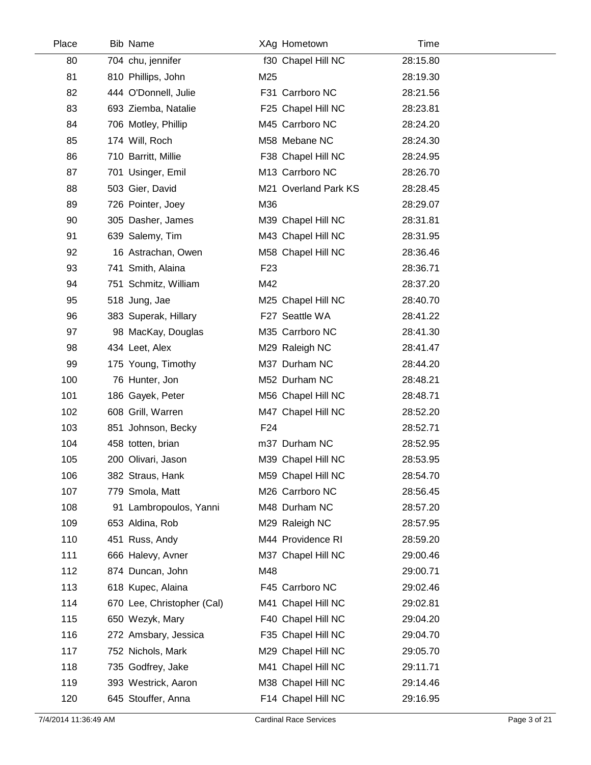| Place | Bib | Name | XAg | Hometown | Time |
|---|---|---|---|---|---|
| 80 | 704 | chu, jennifer | f30 | Chapel Hill NC | 28:15.80 |
| 81 | 810 | Phillips, John | M25 | | 28:19.30 |
| 82 | 444 | O'Donnell, Julie | F31 | Carrboro NC | 28:21.56 |
| 83 | 693 | Ziemba, Natalie | F25 | Chapel Hill NC | 28:23.81 |
| 84 | 706 | Motley, Phillip | M45 | Carrboro NC | 28:24.20 |
| 85 | 174 | Will, Roch | M58 | Mebane NC | 28:24.30 |
| 86 | 710 | Barritt, Millie | F38 | Chapel Hill NC | 28:24.95 |
| 87 | 701 | Usinger, Emil | M13 | Carrboro NC | 28:26.70 |
| 88 | 503 | Gier, David | M21 | Overland Park KS | 28:28.45 |
| 89 | 726 | Pointer, Joey | M36 | | 28:29.07 |
| 90 | 305 | Dasher, James | M39 | Chapel Hill NC | 28:31.81 |
| 91 | 639 | Salemy, Tim | M43 | Chapel Hill NC | 28:31.95 |
| 92 | 16 | Astrachan, Owen | M58 | Chapel Hill NC | 28:36.46 |
| 93 | 741 | Smith, Alaina | F23 | | 28:36.71 |
| 94 | 751 | Schmitz, William | M42 | | 28:37.20 |
| 95 | 518 | Jung, Jae | M25 | Chapel Hill NC | 28:40.70 |
| 96 | 383 | Superak, Hillary | F27 | Seattle WA | 28:41.22 |
| 97 | 98 | MacKay, Douglas | M35 | Carrboro NC | 28:41.30 |
| 98 | 434 | Leet, Alex | M29 | Raleigh NC | 28:41.47 |
| 99 | 175 | Young, Timothy | M37 | Durham NC | 28:44.20 |
| 100 | 76 | Hunter, Jon | M52 | Durham NC | 28:48.21 |
| 101 | 186 | Gayek, Peter | M56 | Chapel Hill NC | 28:48.71 |
| 102 | 608 | Grill, Warren | M47 | Chapel Hill NC | 28:52.20 |
| 103 | 851 | Johnson, Becky | F24 | | 28:52.71 |
| 104 | 458 | totten, brian | m37 | Durham NC | 28:52.95 |
| 105 | 200 | Olivari, Jason | M39 | Chapel Hill NC | 28:53.95 |
| 106 | 382 | Straus, Hank | M59 | Chapel Hill NC | 28:54.70 |
| 107 | 779 | Smola, Matt | M26 | Carrboro NC | 28:56.45 |
| 108 | 91 | Lambropoulos, Yanni | M48 | Durham NC | 28:57.20 |
| 109 | 653 | Aldina, Rob | M29 | Raleigh NC | 28:57.95 |
| 110 | 451 | Russ, Andy | M44 | Providence RI | 28:59.20 |
| 111 | 666 | Halevy, Avner | M37 | Chapel Hill NC | 29:00.46 |
| 112 | 874 | Duncan, John | M48 | | 29:00.71 |
| 113 | 618 | Kupec, Alaina | F45 | Carrboro NC | 29:02.46 |
| 114 | 670 | Lee, Christopher (Cal) | M41 | Chapel Hill NC | 29:02.81 |
| 115 | 650 | Wezyk, Mary | F40 | Chapel Hill NC | 29:04.20 |
| 116 | 272 | Amsbary, Jessica | F35 | Chapel Hill NC | 29:04.70 |
| 117 | 752 | Nichols, Mark | M29 | Chapel Hill NC | 29:05.70 |
| 118 | 735 | Godfrey, Jake | M41 | Chapel Hill NC | 29:11.71 |
| 119 | 393 | Westrick, Aaron | M38 | Chapel Hill NC | 29:14.46 |
| 120 | 645 | Stouffer, Anna | F14 | Chapel Hill NC | 29:16.95 |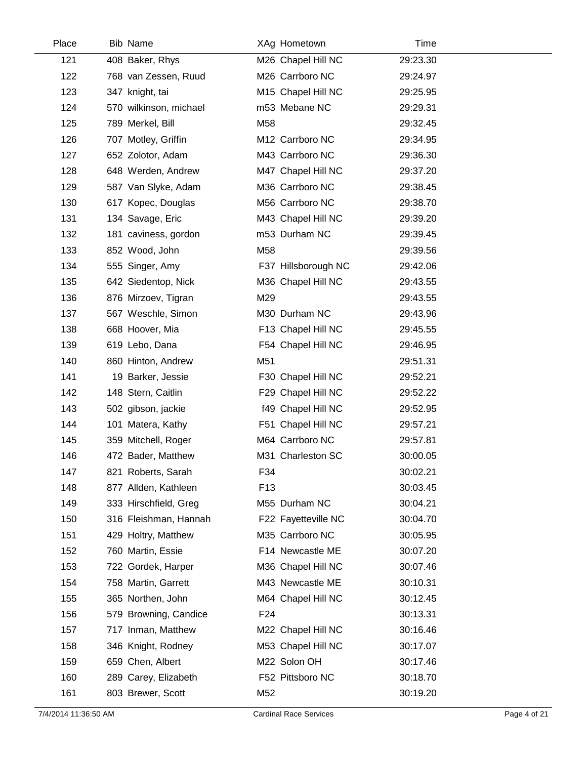| Place | Bib | Name | XAg | Hometown | Time |
|---|---|---|---|---|---|
| 121 | 408 | Baker, Rhys | M26 | Chapel Hill NC | 29:23.30 |
| 122 | 768 | van Zessen, Ruud | M26 | Carrboro NC | 29:24.97 |
| 123 | 347 | knight, tai | M15 | Chapel Hill NC | 29:25.95 |
| 124 | 570 | wilkinson, michael | m53 | Mebane NC | 29:29.31 |
| 125 | 789 | Merkel, Bill | M58 | | 29:32.45 |
| 126 | 707 | Motley, Griffin | M12 | Carrboro NC | 29:34.95 |
| 127 | 652 | Zolotor, Adam | M43 | Carrboro NC | 29:36.30 |
| 128 | 648 | Werden, Andrew | M47 | Chapel Hill NC | 29:37.20 |
| 129 | 587 | Van Slyke, Adam | M36 | Carrboro NC | 29:38.45 |
| 130 | 617 | Kopec, Douglas | M56 | Carrboro NC | 29:38.70 |
| 131 | 134 | Savage, Eric | M43 | Chapel Hill NC | 29:39.20 |
| 132 | 181 | caviness, gordon | m53 | Durham NC | 29:39.45 |
| 133 | 852 | Wood, John | M58 | | 29:39.56 |
| 134 | 555 | Singer, Amy | F37 | Hillsborough NC | 29:42.06 |
| 135 | 642 | Siedentop, Nick | M36 | Chapel Hill NC | 29:43.55 |
| 136 | 876 | Mirzoev, Tigran | M29 | | 29:43.55 |
| 137 | 567 | Weschle, Simon | M30 | Durham NC | 29:43.96 |
| 138 | 668 | Hoover, Mia | F13 | Chapel Hill NC | 29:45.55 |
| 139 | 619 | Lebo, Dana | F54 | Chapel Hill NC | 29:46.95 |
| 140 | 860 | Hinton, Andrew | M51 | | 29:51.31 |
| 141 | 19 | Barker, Jessie | F30 | Chapel Hill NC | 29:52.21 |
| 142 | 148 | Stern, Caitlin | F29 | Chapel Hill NC | 29:52.22 |
| 143 | 502 | gibson, jackie | f49 | Chapel Hill NC | 29:52.95 |
| 144 | 101 | Matera, Kathy | F51 | Chapel Hill NC | 29:57.21 |
| 145 | 359 | Mitchell, Roger | M64 | Carrboro NC | 29:57.81 |
| 146 | 472 | Bader, Matthew | M31 | Charleston SC | 30:00.05 |
| 147 | 821 | Roberts, Sarah | F34 | | 30:02.21 |
| 148 | 877 | Allden, Kathleen | F13 | | 30:03.45 |
| 149 | 333 | Hirschfield, Greg | M55 | Durham NC | 30:04.21 |
| 150 | 316 | Fleishman, Hannah | F22 | Fayetteville NC | 30:04.70 |
| 151 | 429 | Holtry, Matthew | M35 | Carrboro NC | 30:05.95 |
| 152 | 760 | Martin, Essie | F14 | Newcastle ME | 30:07.20 |
| 153 | 722 | Gordek, Harper | M36 | Chapel Hill NC | 30:07.46 |
| 154 | 758 | Martin, Garrett | M43 | Newcastle ME | 30:10.31 |
| 155 | 365 | Northen, John | M64 | Chapel Hill NC | 30:12.45 |
| 156 | 579 | Browning, Candice | F24 | | 30:13.31 |
| 157 | 717 | Inman, Matthew | M22 | Chapel Hill NC | 30:16.46 |
| 158 | 346 | Knight, Rodney | M53 | Chapel Hill NC | 30:17.07 |
| 159 | 659 | Chen, Albert | M22 | Solon OH | 30:17.46 |
| 160 | 289 | Carey, Elizabeth | F52 | Pittsboro NC | 30:18.70 |
| 161 | 803 | Brewer, Scott | M52 | | 30:19.20 |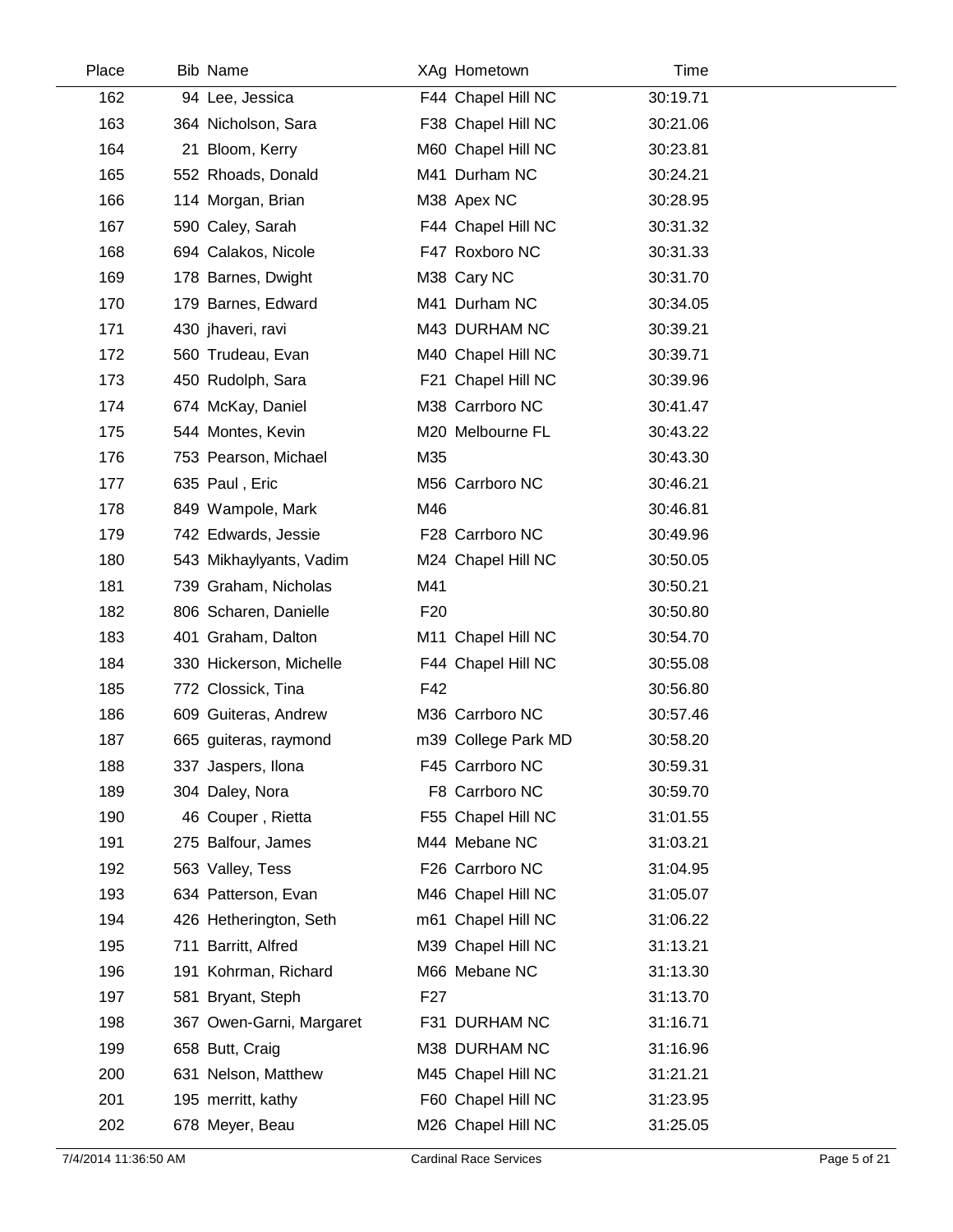| Place | Bib | Name | XAg | Hometown | Time |
|---|---|---|---|---|---|
| 162 | 94 | Lee, Jessica | F44 | Chapel Hill NC | 30:19.71 |
| 163 | 364 | Nicholson, Sara | F38 | Chapel Hill NC | 30:21.06 |
| 164 | 21 | Bloom, Kerry | M60 | Chapel Hill NC | 30:23.81 |
| 165 | 552 | Rhoads, Donald | M41 | Durham NC | 30:24.21 |
| 166 | 114 | Morgan, Brian | M38 | Apex NC | 30:28.95 |
| 167 | 590 | Caley, Sarah | F44 | Chapel Hill NC | 30:31.32 |
| 168 | 694 | Calakos, Nicole | F47 | Roxboro NC | 30:31.33 |
| 169 | 178 | Barnes, Dwight | M38 | Cary NC | 30:31.70 |
| 170 | 179 | Barnes, Edward | M41 | Durham NC | 30:34.05 |
| 171 | 430 | jhaveri, ravi | M43 | DURHAM NC | 30:39.21 |
| 172 | 560 | Trudeau, Evan | M40 | Chapel Hill NC | 30:39.71 |
| 173 | 450 | Rudolph, Sara | F21 | Chapel Hill NC | 30:39.96 |
| 174 | 674 | McKay, Daniel | M38 | Carrboro NC | 30:41.47 |
| 175 | 544 | Montes, Kevin | M20 | Melbourne FL | 30:43.22 |
| 176 | 753 | Pearson, Michael | M35 | | 30:43.30 |
| 177 | 635 | Paul , Eric | M56 | Carrboro NC | 30:46.21 |
| 178 | 849 | Wampole, Mark | M46 | | 30:46.81 |
| 179 | 742 | Edwards, Jessie | F28 | Carrboro NC | 30:49.96 |
| 180 | 543 | Mikhaylyants, Vadim | M24 | Chapel Hill NC | 30:50.05 |
| 181 | 739 | Graham, Nicholas | M41 | | 30:50.21 |
| 182 | 806 | Scharen, Danielle | F20 | | 30:50.80 |
| 183 | 401 | Graham, Dalton | M11 | Chapel Hill NC | 30:54.70 |
| 184 | 330 | Hickerson, Michelle | F44 | Chapel Hill NC | 30:55.08 |
| 185 | 772 | Clossick, Tina | F42 | | 30:56.80 |
| 186 | 609 | Guiteras, Andrew | M36 | Carrboro NC | 30:57.46 |
| 187 | 665 | guiteras, raymond | m39 | College Park MD | 30:58.20 |
| 188 | 337 | Jaspers, Ilona | F45 | Carrboro NC | 30:59.31 |
| 189 | 304 | Daley, Nora | F8 | Carrboro NC | 30:59.70 |
| 190 | 46 | Couper , Rietta | F55 | Chapel Hill NC | 31:01.55 |
| 191 | 275 | Balfour, James | M44 | Mebane NC | 31:03.21 |
| 192 | 563 | Valley, Tess | F26 | Carrboro NC | 31:04.95 |
| 193 | 634 | Patterson, Evan | M46 | Chapel Hill NC | 31:05.07 |
| 194 | 426 | Hetherington, Seth | m61 | Chapel Hill NC | 31:06.22 |
| 195 | 711 | Barritt, Alfred | M39 | Chapel Hill NC | 31:13.21 |
| 196 | 191 | Kohrman, Richard | M66 | Mebane NC | 31:13.30 |
| 197 | 581 | Bryant, Steph | F27 | | 31:13.70 |
| 198 | 367 | Owen-Garni, Margaret | F31 | DURHAM NC | 31:16.71 |
| 199 | 658 | Butt, Craig | M38 | DURHAM NC | 31:16.96 |
| 200 | 631 | Nelson, Matthew | M45 | Chapel Hill NC | 31:21.21 |
| 201 | 195 | merritt, kathy | F60 | Chapel Hill NC | 31:23.95 |
| 202 | 678 | Meyer, Beau | M26 | Chapel Hill NC | 31:25.05 |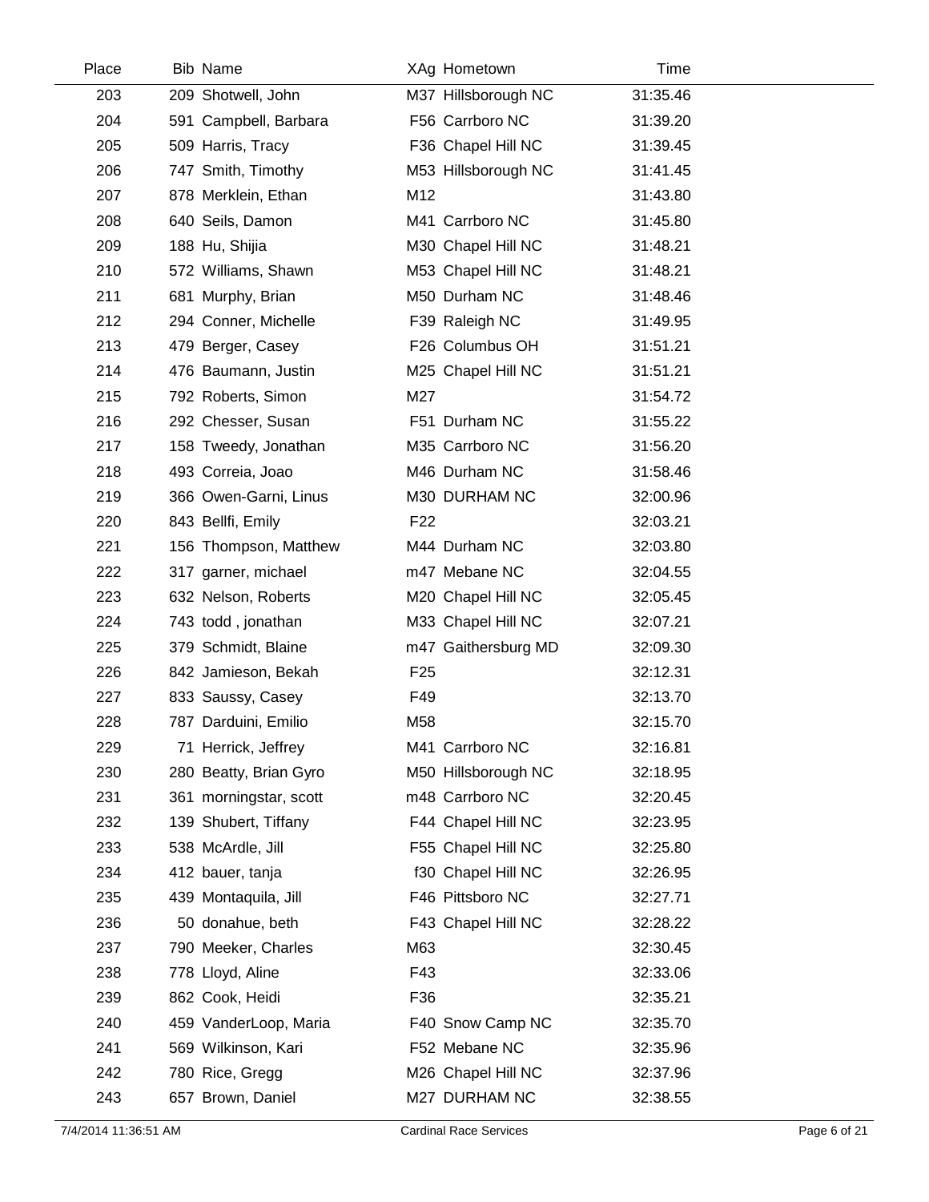| Place | Bib | Name | XAg | Hometown | Time |
|---|---|---|---|---|---|
| 203 | 209 | Shotwell, John | M37 | Hillsborough NC | 31:35.46 |
| 204 | 591 | Campbell, Barbara | F56 | Carrboro NC | 31:39.20 |
| 205 | 509 | Harris, Tracy | F36 | Chapel Hill NC | 31:39.45 |
| 206 | 747 | Smith, Timothy | M53 | Hillsborough NC | 31:41.45 |
| 207 | 878 | Merklein, Ethan | M12 | | 31:43.80 |
| 208 | 640 | Seils, Damon | M41 | Carrboro NC | 31:45.80 |
| 209 | 188 | Hu, Shijia | M30 | Chapel Hill NC | 31:48.21 |
| 210 | 572 | Williams, Shawn | M53 | Chapel Hill NC | 31:48.21 |
| 211 | 681 | Murphy, Brian | M50 | Durham NC | 31:48.46 |
| 212 | 294 | Conner, Michelle | F39 | Raleigh NC | 31:49.95 |
| 213 | 479 | Berger, Casey | F26 | Columbus OH | 31:51.21 |
| 214 | 476 | Baumann, Justin | M25 | Chapel Hill NC | 31:51.21 |
| 215 | 792 | Roberts, Simon | M27 | | 31:54.72 |
| 216 | 292 | Chesser, Susan | F51 | Durham NC | 31:55.22 |
| 217 | 158 | Tweedy, Jonathan | M35 | Carrboro NC | 31:56.20 |
| 218 | 493 | Correia, Joao | M46 | Durham NC | 31:58.46 |
| 219 | 366 | Owen-Garni, Linus | M30 | DURHAM NC | 32:00.96 |
| 220 | 843 | Bellfi, Emily | F22 | | 32:03.21 |
| 221 | 156 | Thompson, Matthew | M44 | Durham NC | 32:03.80 |
| 222 | 317 | garner, michael | m47 | Mebane NC | 32:04.55 |
| 223 | 632 | Nelson, Roberts | M20 | Chapel Hill NC | 32:05.45 |
| 224 | 743 | todd , jonathan | M33 | Chapel Hill NC | 32:07.21 |
| 225 | 379 | Schmidt, Blaine | m47 | Gaithersburg MD | 32:09.30 |
| 226 | 842 | Jamieson, Bekah | F25 | | 32:12.31 |
| 227 | 833 | Saussy, Casey | F49 | | 32:13.70 |
| 228 | 787 | Darduini, Emilio | M58 | | 32:15.70 |
| 229 | 71 | Herrick, Jeffrey | M41 | Carrboro NC | 32:16.81 |
| 230 | 280 | Beatty, Brian Gyro | M50 | Hillsborough NC | 32:18.95 |
| 231 | 361 | morningstar, scott | m48 | Carrboro NC | 32:20.45 |
| 232 | 139 | Shubert, Tiffany | F44 | Chapel Hill NC | 32:23.95 |
| 233 | 538 | McArdle, Jill | F55 | Chapel Hill NC | 32:25.80 |
| 234 | 412 | bauer, tanja | f30 | Chapel Hill NC | 32:26.95 |
| 235 | 439 | Montaquila, Jill | F46 | Pittsboro NC | 32:27.71 |
| 236 | 50 | donahue, beth | F43 | Chapel Hill NC | 32:28.22 |
| 237 | 790 | Meeker, Charles | M63 | | 32:30.45 |
| 238 | 778 | Lloyd, Aline | F43 | | 32:33.06 |
| 239 | 862 | Cook, Heidi | F36 | | 32:35.21 |
| 240 | 459 | VanderLoop, Maria | F40 | Snow Camp NC | 32:35.70 |
| 241 | 569 | Wilkinson, Kari | F52 | Mebane NC | 32:35.96 |
| 242 | 780 | Rice, Gregg | M26 | Chapel Hill NC | 32:37.96 |
| 243 | 657 | Brown, Daniel | M27 | DURHAM NC | 32:38.55 |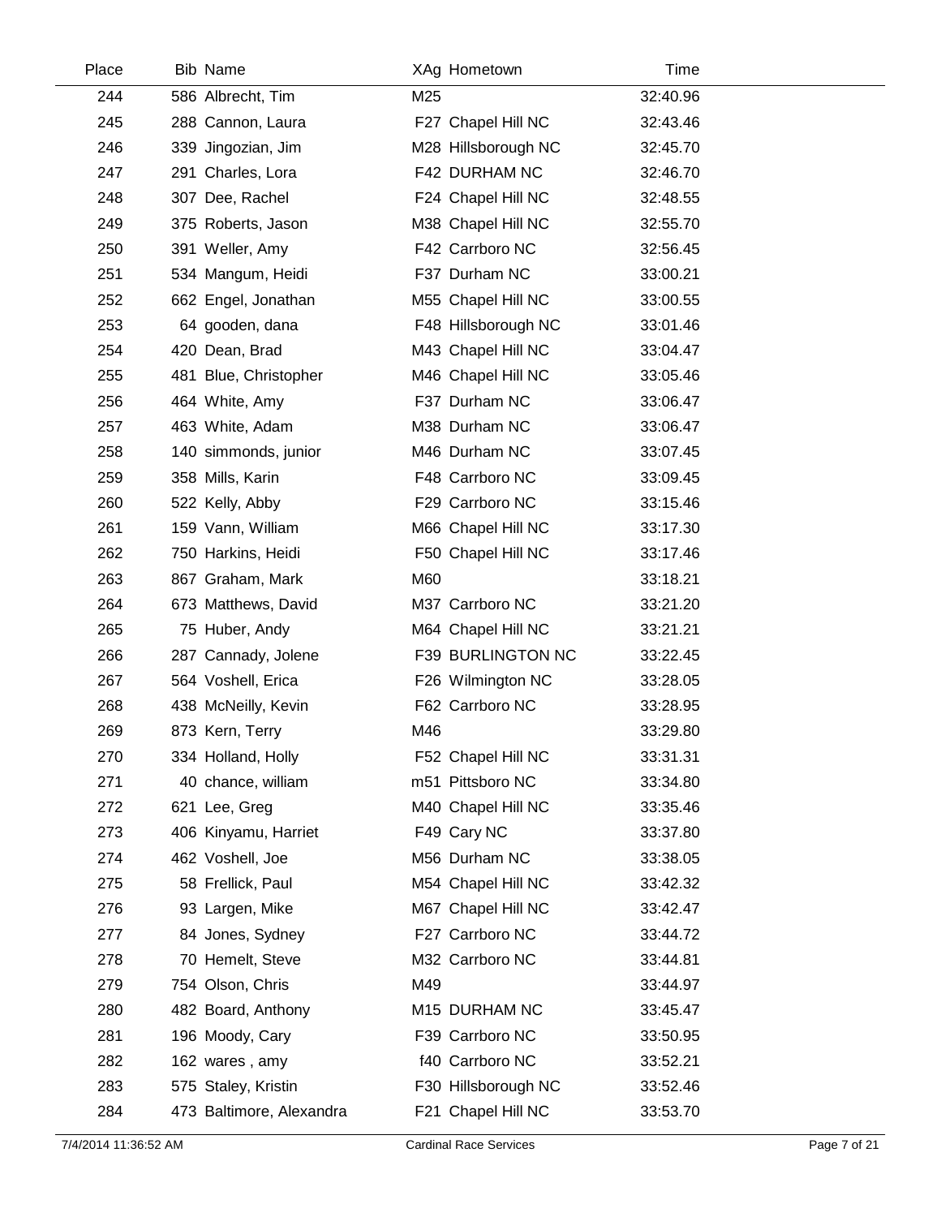| Place | Bib | Name | XAg | Hometown | Time |
|---|---|---|---|---|---|
| 244 | 586 | Albrecht, Tim | M25 | | 32:40.96 |
| 245 | 288 | Cannon, Laura | F27 | Chapel Hill NC | 32:43.46 |
| 246 | 339 | Jingozian, Jim | M28 | Hillsborough NC | 32:45.70 |
| 247 | 291 | Charles, Lora | F42 | DURHAM NC | 32:46.70 |
| 248 | 307 | Dee, Rachel | F24 | Chapel Hill NC | 32:48.55 |
| 249 | 375 | Roberts, Jason | M38 | Chapel Hill NC | 32:55.70 |
| 250 | 391 | Weller, Amy | F42 | Carrboro NC | 32:56.45 |
| 251 | 534 | Mangum, Heidi | F37 | Durham NC | 33:00.21 |
| 252 | 662 | Engel, Jonathan | M55 | Chapel Hill NC | 33:00.55 |
| 253 | 64 | gooden, dana | F48 | Hillsborough NC | 33:01.46 |
| 254 | 420 | Dean, Brad | M43 | Chapel Hill NC | 33:04.47 |
| 255 | 481 | Blue, Christopher | M46 | Chapel Hill NC | 33:05.46 |
| 256 | 464 | White, Amy | F37 | Durham NC | 33:06.47 |
| 257 | 463 | White, Adam | M38 | Durham NC | 33:06.47 |
| 258 | 140 | simmonds, junior | M46 | Durham NC | 33:07.45 |
| 259 | 358 | Mills, Karin | F48 | Carrboro NC | 33:09.45 |
| 260 | 522 | Kelly, Abby | F29 | Carrboro NC | 33:15.46 |
| 261 | 159 | Vann, William | M66 | Chapel Hill NC | 33:17.30 |
| 262 | 750 | Harkins, Heidi | F50 | Chapel Hill NC | 33:17.46 |
| 263 | 867 | Graham, Mark | M60 | | 33:18.21 |
| 264 | 673 | Matthews, David | M37 | Carrboro NC | 33:21.20 |
| 265 | 75 | Huber, Andy | M64 | Chapel Hill NC | 33:21.21 |
| 266 | 287 | Cannady, Jolene | F39 | BURLINGTON NC | 33:22.45 |
| 267 | 564 | Voshell, Erica | F26 | Wilmington NC | 33:28.05 |
| 268 | 438 | McNeilly, Kevin | F62 | Carrboro NC | 33:28.95 |
| 269 | 873 | Kern, Terry | M46 | | 33:29.80 |
| 270 | 334 | Holland, Holly | F52 | Chapel Hill NC | 33:31.31 |
| 271 | 40 | chance, william | m51 | Pittsboro NC | 33:34.80 |
| 272 | 621 | Lee, Greg | M40 | Chapel Hill NC | 33:35.46 |
| 273 | 406 | Kinyamu, Harriet | F49 | Cary NC | 33:37.80 |
| 274 | 462 | Voshell, Joe | M56 | Durham NC | 33:38.05 |
| 275 | 58 | Frellick, Paul | M54 | Chapel Hill NC | 33:42.32 |
| 276 | 93 | Largen, Mike | M67 | Chapel Hill NC | 33:42.47 |
| 277 | 84 | Jones, Sydney | F27 | Carrboro NC | 33:44.72 |
| 278 | 70 | Hemelt, Steve | M32 | Carrboro NC | 33:44.81 |
| 279 | 754 | Olson, Chris | M49 | | 33:44.97 |
| 280 | 482 | Board, Anthony | M15 | DURHAM NC | 33:45.47 |
| 281 | 196 | Moody, Cary | F39 | Carrboro NC | 33:50.95 |
| 282 | 162 | wares , amy | f40 | Carrboro NC | 33:52.21 |
| 283 | 575 | Staley, Kristin | F30 | Hillsborough NC | 33:52.46 |
| 284 | 473 | Baltimore, Alexandra | F21 | Chapel Hill NC | 33:53.70 |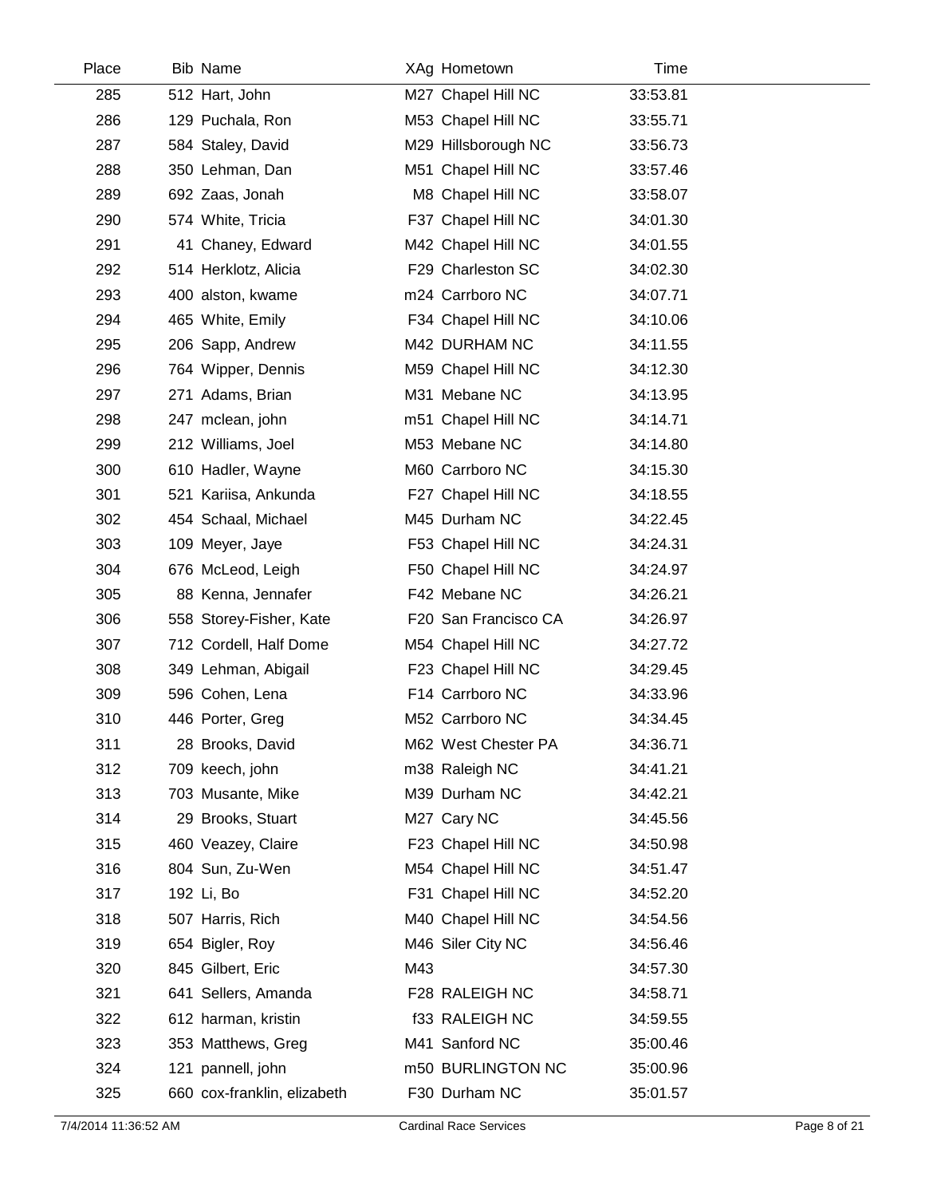| Place | Bib | Name | XAg | Hometown | Time |
|---|---|---|---|---|---|
| 285 | 512 | Hart, John | M27 | Chapel Hill NC | 33:53.81 |
| 286 | 129 | Puchala, Ron | M53 | Chapel Hill NC | 33:55.71 |
| 287 | 584 | Staley, David | M29 | Hillsborough NC | 33:56.73 |
| 288 | 350 | Lehman, Dan | M51 | Chapel Hill NC | 33:57.46 |
| 289 | 692 | Zaas, Jonah | M8 | Chapel Hill NC | 33:58.07 |
| 290 | 574 | White, Tricia | F37 | Chapel Hill NC | 34:01.30 |
| 291 | 41 | Chaney, Edward | M42 | Chapel Hill NC | 34:01.55 |
| 292 | 514 | Herklotz, Alicia | F29 | Charleston SC | 34:02.30 |
| 293 | 400 | alston, kwame | m24 | Carrboro NC | 34:07.71 |
| 294 | 465 | White, Emily | F34 | Chapel Hill NC | 34:10.06 |
| 295 | 206 | Sapp, Andrew | M42 | DURHAM NC | 34:11.55 |
| 296 | 764 | Wipper, Dennis | M59 | Chapel Hill NC | 34:12.30 |
| 297 | 271 | Adams, Brian | M31 | Mebane NC | 34:13.95 |
| 298 | 247 | mclean, john | m51 | Chapel Hill NC | 34:14.71 |
| 299 | 212 | Williams, Joel | M53 | Mebane NC | 34:14.80 |
| 300 | 610 | Hadler, Wayne | M60 | Carrboro NC | 34:15.30 |
| 301 | 521 | Kariisa, Ankunda | F27 | Chapel Hill NC | 34:18.55 |
| 302 | 454 | Schaal, Michael | M45 | Durham NC | 34:22.45 |
| 303 | 109 | Meyer, Jaye | F53 | Chapel Hill NC | 34:24.31 |
| 304 | 676 | McLeod, Leigh | F50 | Chapel Hill NC | 34:24.97 |
| 305 | 88 | Kenna, Jennafer | F42 | Mebane NC | 34:26.21 |
| 306 | 558 | Storey-Fisher, Kate | F20 | San Francisco CA | 34:26.97 |
| 307 | 712 | Cordell, Half Dome | M54 | Chapel Hill NC | 34:27.72 |
| 308 | 349 | Lehman, Abigail | F23 | Chapel Hill NC | 34:29.45 |
| 309 | 596 | Cohen, Lena | F14 | Carrboro NC | 34:33.96 |
| 310 | 446 | Porter, Greg | M52 | Carrboro NC | 34:34.45 |
| 311 | 28 | Brooks, David | M62 | West Chester PA | 34:36.71 |
| 312 | 709 | keech, john | m38 | Raleigh NC | 34:41.21 |
| 313 | 703 | Musante, Mike | M39 | Durham NC | 34:42.21 |
| 314 | 29 | Brooks, Stuart | M27 | Cary NC | 34:45.56 |
| 315 | 460 | Veazey, Claire | F23 | Chapel Hill NC | 34:50.98 |
| 316 | 804 | Sun, Zu-Wen | M54 | Chapel Hill NC | 34:51.47 |
| 317 | 192 | Li, Bo | F31 | Chapel Hill NC | 34:52.20 |
| 318 | 507 | Harris, Rich | M40 | Chapel Hill NC | 34:54.56 |
| 319 | 654 | Bigler, Roy | M46 | Siler City NC | 34:56.46 |
| 320 | 845 | Gilbert, Eric | M43 | | 34:57.30 |
| 321 | 641 | Sellers, Amanda | F28 | RALEIGH NC | 34:58.71 |
| 322 | 612 | harman, kristin | f33 | RALEIGH NC | 34:59.55 |
| 323 | 353 | Matthews, Greg | M41 | Sanford NC | 35:00.46 |
| 324 | 121 | pannell, john | m50 | BURLINGTON NC | 35:00.96 |
| 325 | 660 | cox-franklin, elizabeth | F30 | Durham NC | 35:01.57 |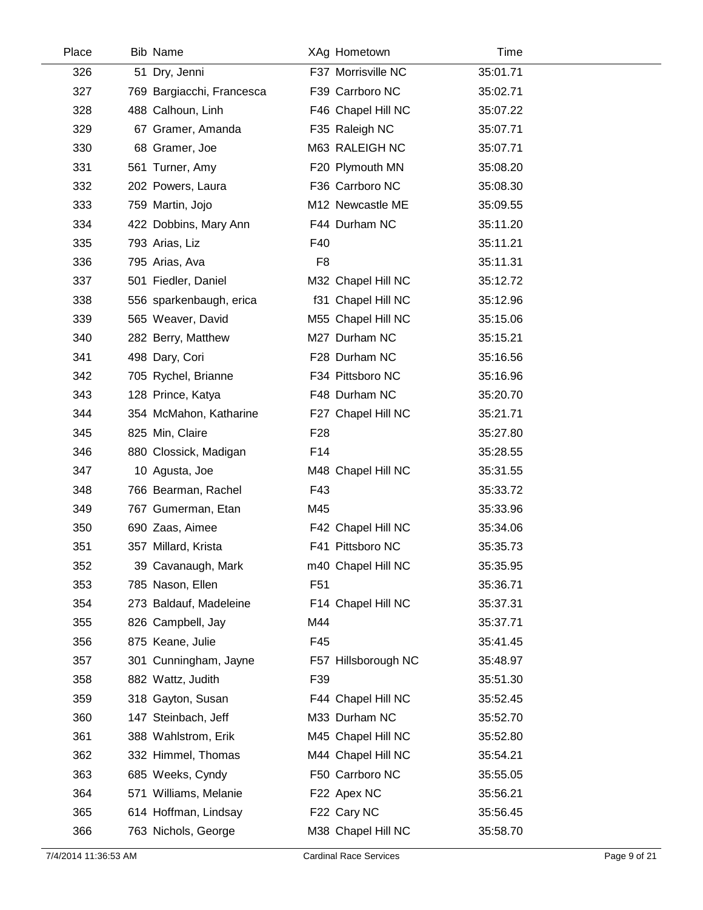| Place | Bib | Name | XAg | Hometown | Time |
|---|---|---|---|---|---|
| 326 | 51 | Dry, Jenni | F37 | Morrisville NC | 35:01.71 |
| 327 | 769 | Bargiacchi, Francesca | F39 | Carrboro NC | 35:02.71 |
| 328 | 488 | Calhoun, Linh | F46 | Chapel Hill NC | 35:07.22 |
| 329 | 67 | Gramer, Amanda | F35 | Raleigh NC | 35:07.71 |
| 330 | 68 | Gramer, Joe | M63 | RALEIGH NC | 35:07.71 |
| 331 | 561 | Turner, Amy | F20 | Plymouth MN | 35:08.20 |
| 332 | 202 | Powers, Laura | F36 | Carrboro NC | 35:08.30 |
| 333 | 759 | Martin, Jojo | M12 | Newcastle ME | 35:09.55 |
| 334 | 422 | Dobbins, Mary Ann | F44 | Durham NC | 35:11.20 |
| 335 | 793 | Arias, Liz | F40 | | 35:11.21 |
| 336 | 795 | Arias, Ava | F8 | | 35:11.31 |
| 337 | 501 | Fiedler, Daniel | M32 | Chapel Hill NC | 35:12.72 |
| 338 | 556 | sparkenbaugh, erica | f31 | Chapel Hill NC | 35:12.96 |
| 339 | 565 | Weaver, David | M55 | Chapel Hill NC | 35:15.06 |
| 340 | 282 | Berry, Matthew | M27 | Durham NC | 35:15.21 |
| 341 | 498 | Dary, Cori | F28 | Durham NC | 35:16.56 |
| 342 | 705 | Rychel, Brianne | F34 | Pittsboro NC | 35:16.96 |
| 343 | 128 | Prince, Katya | F48 | Durham NC | 35:20.70 |
| 344 | 354 | McMahon, Katharine | F27 | Chapel Hill NC | 35:21.71 |
| 345 | 825 | Min, Claire | F28 | | 35:27.80 |
| 346 | 880 | Clossick, Madigan | F14 | | 35:28.55 |
| 347 | 10 | Agusta, Joe | M48 | Chapel Hill NC | 35:31.55 |
| 348 | 766 | Bearman, Rachel | F43 | | 35:33.72 |
| 349 | 767 | Gumerman, Etan | M45 | | 35:33.96 |
| 350 | 690 | Zaas, Aimee | F42 | Chapel Hill NC | 35:34.06 |
| 351 | 357 | Millard, Krista | F41 | Pittsboro NC | 35:35.73 |
| 352 | 39 | Cavanaugh, Mark | m40 | Chapel Hill NC | 35:35.95 |
| 353 | 785 | Nason, Ellen | F51 | | 35:36.71 |
| 354 | 273 | Baldauf, Madeleine | F14 | Chapel Hill NC | 35:37.31 |
| 355 | 826 | Campbell, Jay | M44 | | 35:37.71 |
| 356 | 875 | Keane, Julie | F45 | | 35:41.45 |
| 357 | 301 | Cunningham, Jayne | F57 | Hillsborough NC | 35:48.97 |
| 358 | 882 | Wattz, Judith | F39 | | 35:51.30 |
| 359 | 318 | Gayton, Susan | F44 | Chapel Hill NC | 35:52.45 |
| 360 | 147 | Steinbach, Jeff | M33 | Durham NC | 35:52.70 |
| 361 | 388 | Wahlstrom, Erik | M45 | Chapel Hill NC | 35:52.80 |
| 362 | 332 | Himmel, Thomas | M44 | Chapel Hill NC | 35:54.21 |
| 363 | 685 | Weeks, Cyndy | F50 | Carrboro NC | 35:55.05 |
| 364 | 571 | Williams, Melanie | F22 | Apex NC | 35:56.21 |
| 365 | 614 | Hoffman, Lindsay | F22 | Cary NC | 35:56.45 |
| 366 | 763 | Nichols, George | M38 | Chapel Hill NC | 35:58.70 |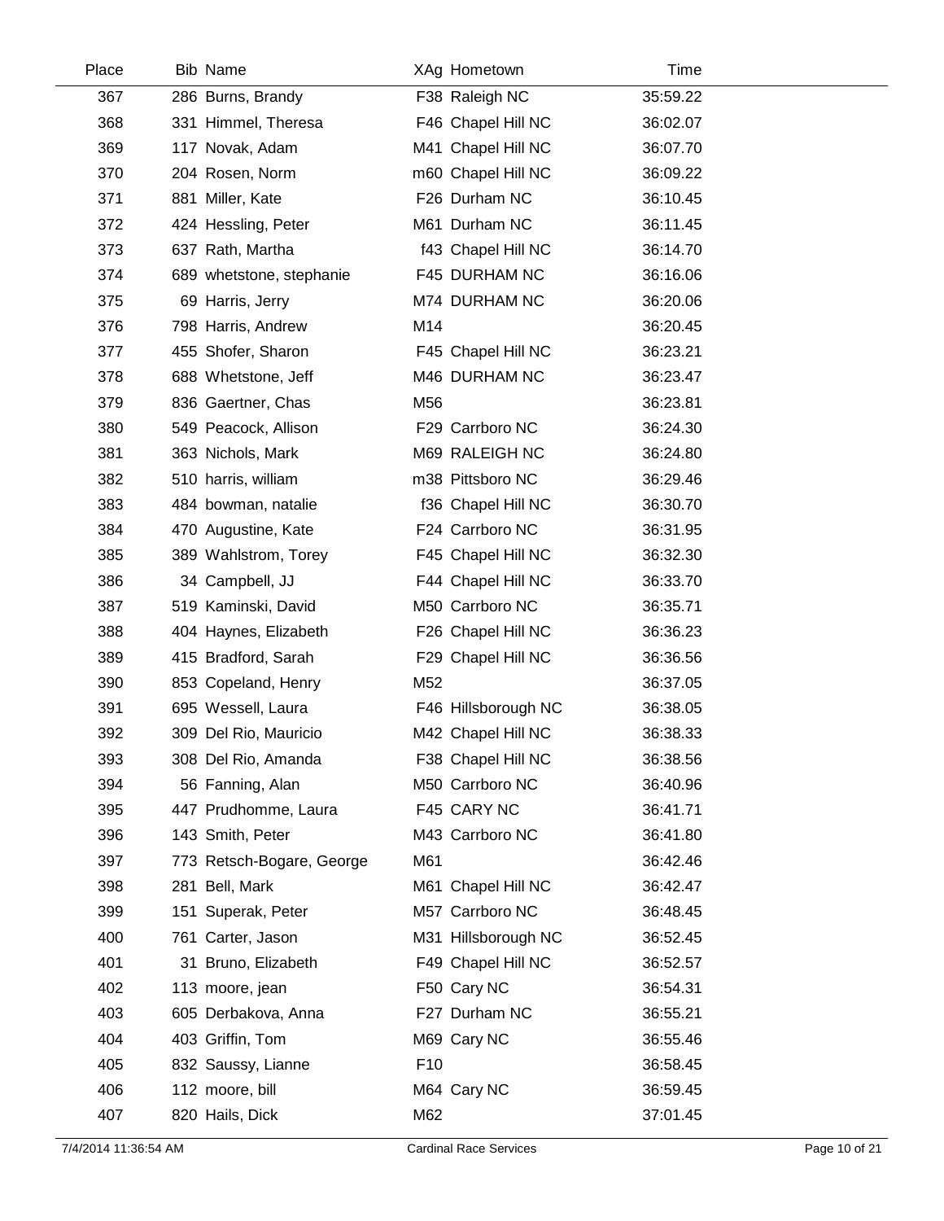| Place | Bib | Name | XAg | Hometown | Time |
|---|---|---|---|---|---|
| 367 | 286 | Burns, Brandy | F38 | Raleigh NC | 35:59.22 |
| 368 | 331 | Himmel, Theresa | F46 | Chapel Hill NC | 36:02.07 |
| 369 | 117 | Novak, Adam | M41 | Chapel Hill NC | 36:07.70 |
| 370 | 204 | Rosen, Norm | m60 | Chapel Hill NC | 36:09.22 |
| 371 | 881 | Miller, Kate | F26 | Durham NC | 36:10.45 |
| 372 | 424 | Hessling, Peter | M61 | Durham NC | 36:11.45 |
| 373 | 637 | Rath, Martha | f43 | Chapel Hill NC | 36:14.70 |
| 374 | 689 | whetstone, stephanie | F45 | DURHAM NC | 36:16.06 |
| 375 | 69 | Harris, Jerry | M74 | DURHAM NC | 36:20.06 |
| 376 | 798 | Harris, Andrew | M14 | | 36:20.45 |
| 377 | 455 | Shofer, Sharon | F45 | Chapel Hill NC | 36:23.21 |
| 378 | 688 | Whetstone, Jeff | M46 | DURHAM NC | 36:23.47 |
| 379 | 836 | Gaertner, Chas | M56 | | 36:23.81 |
| 380 | 549 | Peacock, Allison | F29 | Carrboro NC | 36:24.30 |
| 381 | 363 | Nichols, Mark | M69 | RALEIGH NC | 36:24.80 |
| 382 | 510 | harris, william | m38 | Pittsboro NC | 36:29.46 |
| 383 | 484 | bowman, natalie | f36 | Chapel Hill NC | 36:30.70 |
| 384 | 470 | Augustine, Kate | F24 | Carrboro NC | 36:31.95 |
| 385 | 389 | Wahlstrom, Torey | F45 | Chapel Hill NC | 36:32.30 |
| 386 | 34 | Campbell, JJ | F44 | Chapel Hill NC | 36:33.70 |
| 387 | 519 | Kaminski, David | M50 | Carrboro NC | 36:35.71 |
| 388 | 404 | Haynes, Elizabeth | F26 | Chapel Hill NC | 36:36.23 |
| 389 | 415 | Bradford, Sarah | F29 | Chapel Hill NC | 36:36.56 |
| 390 | 853 | Copeland, Henry | M52 | | 36:37.05 |
| 391 | 695 | Wessell, Laura | F46 | Hillsborough NC | 36:38.05 |
| 392 | 309 | Del Rio, Mauricio | M42 | Chapel Hill NC | 36:38.33 |
| 393 | 308 | Del Rio, Amanda | F38 | Chapel Hill NC | 36:38.56 |
| 394 | 56 | Fanning, Alan | M50 | Carrboro NC | 36:40.96 |
| 395 | 447 | Prudhomme, Laura | F45 | CARY NC | 36:41.71 |
| 396 | 143 | Smith, Peter | M43 | Carrboro NC | 36:41.80 |
| 397 | 773 | Retsch-Bogare, George | M61 | | 36:42.46 |
| 398 | 281 | Bell, Mark | M61 | Chapel Hill NC | 36:42.47 |
| 399 | 151 | Superak, Peter | M57 | Carrboro NC | 36:48.45 |
| 400 | 761 | Carter, Jason | M31 | Hillsborough NC | 36:52.45 |
| 401 | 31 | Bruno, Elizabeth | F49 | Chapel Hill NC | 36:52.57 |
| 402 | 113 | moore, jean | F50 | Cary NC | 36:54.31 |
| 403 | 605 | Derbakova, Anna | F27 | Durham NC | 36:55.21 |
| 404 | 403 | Griffin, Tom | M69 | Cary NC | 36:55.46 |
| 405 | 832 | Saussy, Lianne | F10 | | 36:58.45 |
| 406 | 112 | moore, bill | M64 | Cary NC | 36:59.45 |
| 407 | 820 | Hails, Dick | M62 | | 37:01.45 |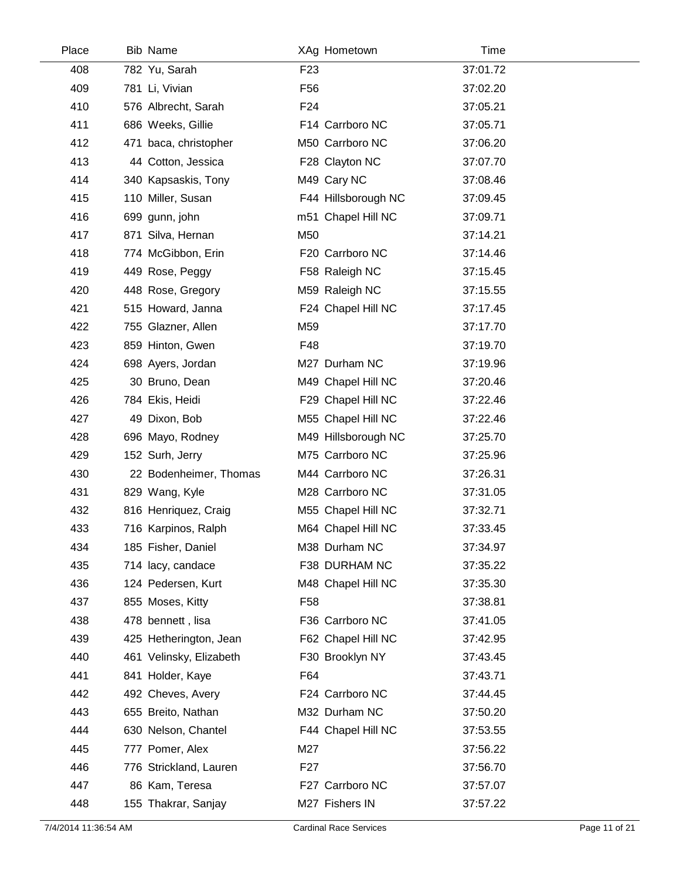| Place | Bib | Name | XAg | Hometown | Time |
|---|---|---|---|---|---|
| 408 | 782 | Yu, Sarah | F23 | | 37:01.72 |
| 409 | 781 | Li, Vivian | F56 | | 37:02.20 |
| 410 | 576 | Albrecht, Sarah | F24 | | 37:05.21 |
| 411 | 686 | Weeks, Gillie | F14 | Carrboro NC | 37:05.71 |
| 412 | 471 | baca, christopher | M50 | Carrboro NC | 37:06.20 |
| 413 | 44 | Cotton, Jessica | F28 | Clayton NC | 37:07.70 |
| 414 | 340 | Kapsaskis, Tony | M49 | Cary NC | 37:08.46 |
| 415 | 110 | Miller, Susan | F44 | Hillsborough NC | 37:09.45 |
| 416 | 699 | gunn, john | m51 | Chapel Hill NC | 37:09.71 |
| 417 | 871 | Silva, Hernan | M50 | | 37:14.21 |
| 418 | 774 | McGibbon, Erin | F20 | Carrboro NC | 37:14.46 |
| 419 | 449 | Rose, Peggy | F58 | Raleigh NC | 37:15.45 |
| 420 | 448 | Rose, Gregory | M59 | Raleigh NC | 37:15.55 |
| 421 | 515 | Howard, Janna | F24 | Chapel Hill NC | 37:17.45 |
| 422 | 755 | Glazner, Allen | M59 | | 37:17.70 |
| 423 | 859 | Hinton, Gwen | F48 | | 37:19.70 |
| 424 | 698 | Ayers, Jordan | M27 | Durham NC | 37:19.96 |
| 425 | 30 | Bruno, Dean | M49 | Chapel Hill NC | 37:20.46 |
| 426 | 784 | Ekis, Heidi | F29 | Chapel Hill NC | 37:22.46 |
| 427 | 49 | Dixon, Bob | M55 | Chapel Hill NC | 37:22.46 |
| 428 | 696 | Mayo, Rodney | M49 | Hillsborough NC | 37:25.70 |
| 429 | 152 | Surh, Jerry | M75 | Carrboro NC | 37:25.96 |
| 430 | 22 | Bodenheimer, Thomas | M44 | Carrboro NC | 37:26.31 |
| 431 | 829 | Wang, Kyle | M28 | Carrboro NC | 37:31.05 |
| 432 | 816 | Henriquez, Craig | M55 | Chapel Hill NC | 37:32.71 |
| 433 | 716 | Karpinos, Ralph | M64 | Chapel Hill NC | 37:33.45 |
| 434 | 185 | Fisher, Daniel | M38 | Durham NC | 37:34.97 |
| 435 | 714 | lacy, candace | F38 | DURHAM NC | 37:35.22 |
| 436 | 124 | Pedersen, Kurt | M48 | Chapel Hill NC | 37:35.30 |
| 437 | 855 | Moses, Kitty | F58 | | 37:38.81 |
| 438 | 478 | bennett , lisa | F36 | Carrboro NC | 37:41.05 |
| 439 | 425 | Hetherington, Jean | F62 | Chapel Hill NC | 37:42.95 |
| 440 | 461 | Velinsky, Elizabeth | F30 | Brooklyn NY | 37:43.45 |
| 441 | 841 | Holder, Kaye | F64 | | 37:43.71 |
| 442 | 492 | Cheves, Avery | F24 | Carrboro NC | 37:44.45 |
| 443 | 655 | Breito, Nathan | M32 | Durham NC | 37:50.20 |
| 444 | 630 | Nelson, Chantel | F44 | Chapel Hill NC | 37:53.55 |
| 445 | 777 | Pomer, Alex | M27 | | 37:56.22 |
| 446 | 776 | Strickland, Lauren | F27 | | 37:56.70 |
| 447 | 86 | Kam, Teresa | F27 | Carrboro NC | 37:57.07 |
| 448 | 155 | Thakrar, Sanjay | M27 | Fishers IN | 37:57.22 |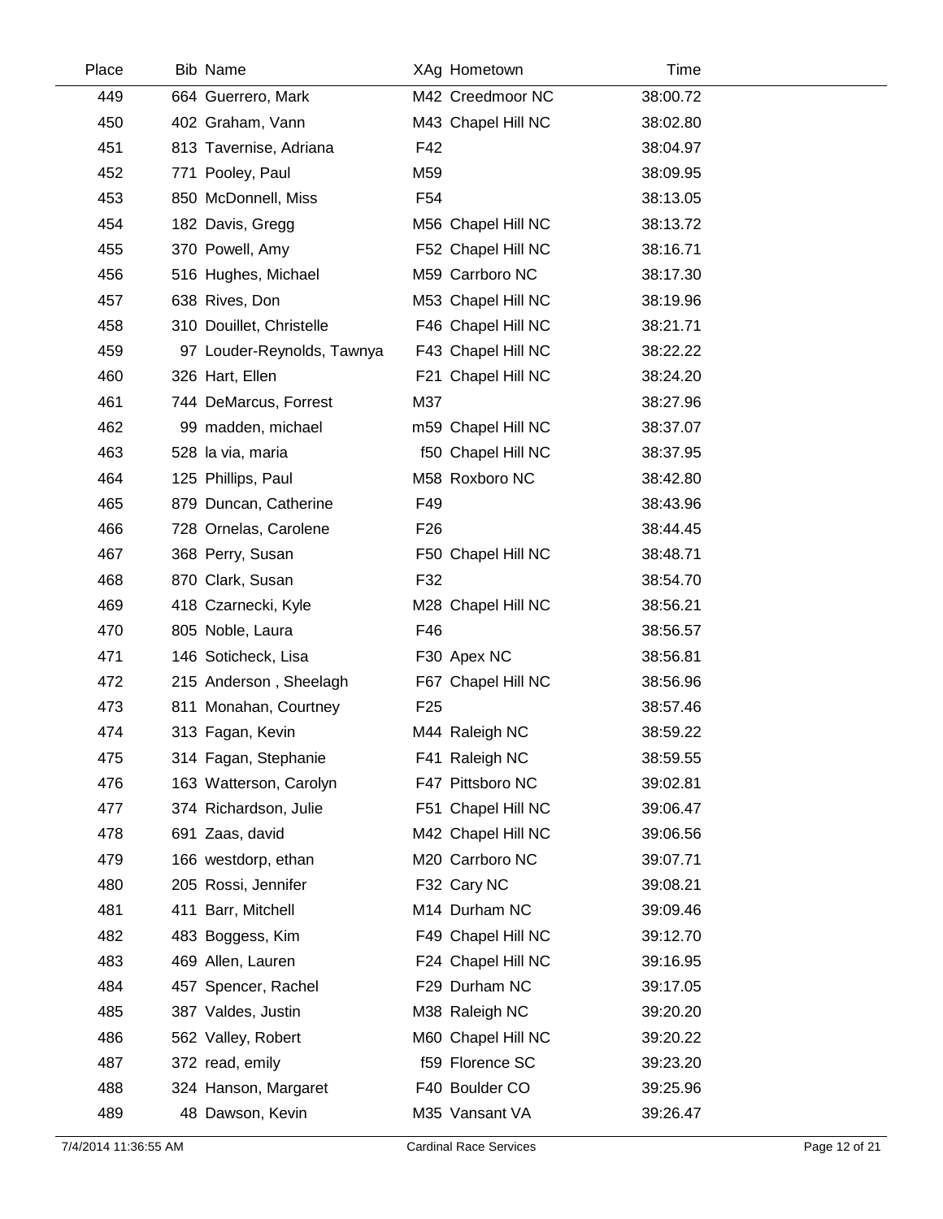| Place | Bib | Name | XAg | Hometown | Time |
|---|---|---|---|---|---|
| 449 | 664 | Guerrero, Mark | M42 | Creedmoor NC | 38:00.72 |
| 450 | 402 | Graham, Vann | M43 | Chapel Hill NC | 38:02.80 |
| 451 | 813 | Tavernise, Adriana | F42 | | 38:04.97 |
| 452 | 771 | Pooley, Paul | M59 | | 38:09.95 |
| 453 | 850 | McDonnell, Miss | F54 | | 38:13.05 |
| 454 | 182 | Davis, Gregg | M56 | Chapel Hill NC | 38:13.72 |
| 455 | 370 | Powell, Amy | F52 | Chapel Hill NC | 38:16.71 |
| 456 | 516 | Hughes, Michael | M59 | Carrboro NC | 38:17.30 |
| 457 | 638 | Rives, Don | M53 | Chapel Hill NC | 38:19.96 |
| 458 | 310 | Douillet, Christelle | F46 | Chapel Hill NC | 38:21.71 |
| 459 | 97 | Louder-Reynolds, Tawnya | F43 | Chapel Hill NC | 38:22.22 |
| 460 | 326 | Hart, Ellen | F21 | Chapel Hill NC | 38:24.20 |
| 461 | 744 | DeMarcus, Forrest | M37 | | 38:27.96 |
| 462 | 99 | madden, michael | m59 | Chapel Hill NC | 38:37.07 |
| 463 | 528 | la via, maria | f50 | Chapel Hill NC | 38:37.95 |
| 464 | 125 | Phillips, Paul | M58 | Roxboro NC | 38:42.80 |
| 465 | 879 | Duncan, Catherine | F49 | | 38:43.96 |
| 466 | 728 | Ornelas, Carolene | F26 | | 38:44.45 |
| 467 | 368 | Perry, Susan | F50 | Chapel Hill NC | 38:48.71 |
| 468 | 870 | Clark, Susan | F32 | | 38:54.70 |
| 469 | 418 | Czarnecki, Kyle | M28 | Chapel Hill NC | 38:56.21 |
| 470 | 805 | Noble, Laura | F46 | | 38:56.57 |
| 471 | 146 | Soticheck, Lisa | F30 | Apex NC | 38:56.81 |
| 472 | 215 | Anderson , Sheelagh | F67 | Chapel Hill NC | 38:56.96 |
| 473 | 811 | Monahan, Courtney | F25 | | 38:57.46 |
| 474 | 313 | Fagan, Kevin | M44 | Raleigh NC | 38:59.22 |
| 475 | 314 | Fagan, Stephanie | F41 | Raleigh NC | 38:59.55 |
| 476 | 163 | Watterson, Carolyn | F47 | Pittsboro NC | 39:02.81 |
| 477 | 374 | Richardson, Julie | F51 | Chapel Hill NC | 39:06.47 |
| 478 | 691 | Zaas, david | M42 | Chapel Hill NC | 39:06.56 |
| 479 | 166 | westdorp, ethan | M20 | Carrboro NC | 39:07.71 |
| 480 | 205 | Rossi, Jennifer | F32 | Cary NC | 39:08.21 |
| 481 | 411 | Barr, Mitchell | M14 | Durham NC | 39:09.46 |
| 482 | 483 | Boggess, Kim | F49 | Chapel Hill NC | 39:12.70 |
| 483 | 469 | Allen, Lauren | F24 | Chapel Hill NC | 39:16.95 |
| 484 | 457 | Spencer, Rachel | F29 | Durham NC | 39:17.05 |
| 485 | 387 | Valdes, Justin | M38 | Raleigh NC | 39:20.20 |
| 486 | 562 | Valley, Robert | M60 | Chapel Hill NC | 39:20.22 |
| 487 | 372 | read, emily | f59 | Florence SC | 39:23.20 |
| 488 | 324 | Hanson, Margaret | F40 | Boulder CO | 39:25.96 |
| 489 | 48 | Dawson, Kevin | M35 | Vansant VA | 39:26.47 |

7/4/2014 11:36:55 AM Cardinal Race Services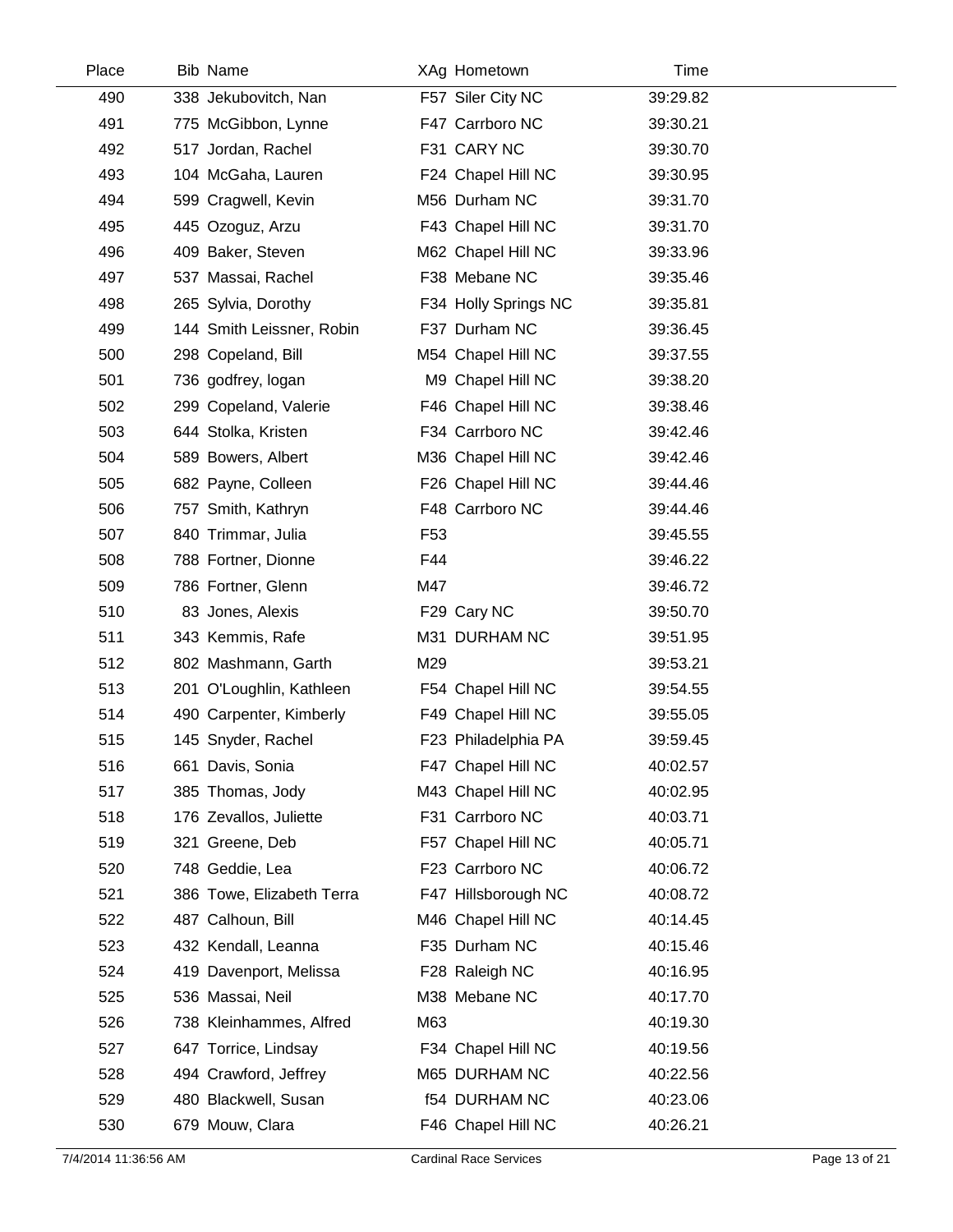| Place | Bib | Name | XAg | Hometown | Time |
|---|---|---|---|---|---|
| 490 | 338 | Jekubovitch, Nan | F57 | Siler City NC | 39:29.82 |
| 491 | 775 | McGibbon, Lynne | F47 | Carrboro NC | 39:30.21 |
| 492 | 517 | Jordan, Rachel | F31 | CARY NC | 39:30.70 |
| 493 | 104 | McGaha, Lauren | F24 | Chapel Hill NC | 39:30.95 |
| 494 | 599 | Cragwell, Kevin | M56 | Durham NC | 39:31.70 |
| 495 | 445 | Ozoguz, Arzu | F43 | Chapel Hill NC | 39:31.70 |
| 496 | 409 | Baker, Steven | M62 | Chapel Hill NC | 39:33.96 |
| 497 | 537 | Massai, Rachel | F38 | Mebane NC | 39:35.46 |
| 498 | 265 | Sylvia, Dorothy | F34 | Holly Springs NC | 39:35.81 |
| 499 | 144 | Smith Leissner, Robin | F37 | Durham NC | 39:36.45 |
| 500 | 298 | Copeland, Bill | M54 | Chapel Hill NC | 39:37.55 |
| 501 | 736 | godfrey, logan | M9 | Chapel Hill NC | 39:38.20 |
| 502 | 299 | Copeland, Valerie | F46 | Chapel Hill NC | 39:38.46 |
| 503 | 644 | Stolka, Kristen | F34 | Carrboro NC | 39:42.46 |
| 504 | 589 | Bowers, Albert | M36 | Chapel Hill NC | 39:42.46 |
| 505 | 682 | Payne, Colleen | F26 | Chapel Hill NC | 39:44.46 |
| 506 | 757 | Smith, Kathryn | F48 | Carrboro NC | 39:44.46 |
| 507 | 840 | Trimmar, Julia | F53 | | 39:45.55 |
| 508 | 788 | Fortner, Dionne | F44 | | 39:46.22 |
| 509 | 786 | Fortner, Glenn | M47 | | 39:46.72 |
| 510 | 83 | Jones, Alexis | F29 | Cary NC | 39:50.70 |
| 511 | 343 | Kemmis, Rafe | M31 | DURHAM NC | 39:51.95 |
| 512 | 802 | Mashmann, Garth | M29 | | 39:53.21 |
| 513 | 201 | O'Loughlin, Kathleen | F54 | Chapel Hill NC | 39:54.55 |
| 514 | 490 | Carpenter, Kimberly | F49 | Chapel Hill NC | 39:55.05 |
| 515 | 145 | Snyder, Rachel | F23 | Philadelphia PA | 39:59.45 |
| 516 | 661 | Davis, Sonia | F47 | Chapel Hill NC | 40:02.57 |
| 517 | 385 | Thomas, Jody | M43 | Chapel Hill NC | 40:02.95 |
| 518 | 176 | Zevallos, Juliette | F31 | Carrboro NC | 40:03.71 |
| 519 | 321 | Greene, Deb | F57 | Chapel Hill NC | 40:05.71 |
| 520 | 748 | Geddie, Lea | F23 | Carrboro NC | 40:06.72 |
| 521 | 386 | Towe, Elizabeth Terra | F47 | Hillsborough NC | 40:08.72 |
| 522 | 487 | Calhoun, Bill | M46 | Chapel Hill NC | 40:14.45 |
| 523 | 432 | Kendall, Leanna | F35 | Durham NC | 40:15.46 |
| 524 | 419 | Davenport, Melissa | F28 | Raleigh NC | 40:16.95 |
| 525 | 536 | Massai, Neil | M38 | Mebane NC | 40:17.70 |
| 526 | 738 | Kleinhammes, Alfred | M63 | | 40:19.30 |
| 527 | 647 | Torrice, Lindsay | F34 | Chapel Hill NC | 40:19.56 |
| 528 | 494 | Crawford, Jeffrey | M65 | DURHAM NC | 40:22.56 |
| 529 | 480 | Blackwell, Susan | f54 | DURHAM NC | 40:23.06 |
| 530 | 679 | Mouw, Clara | F46 | Chapel Hill NC | 40:26.21 |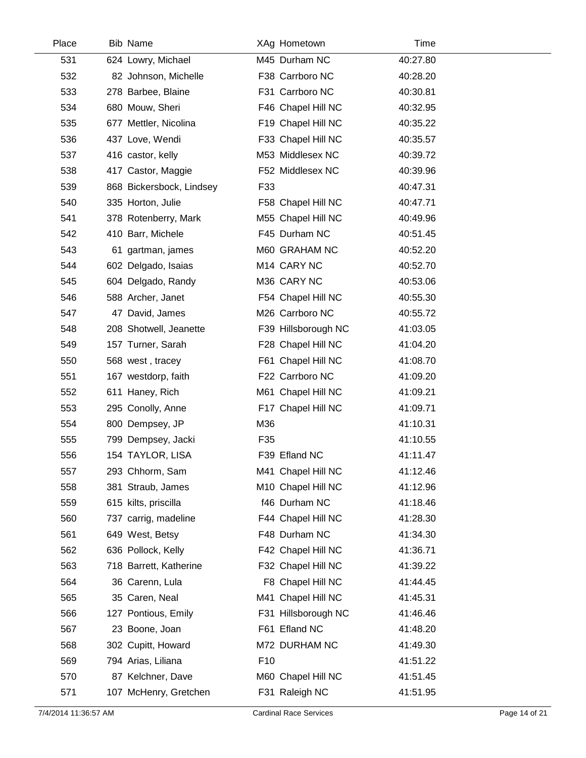| Place | Bib | Name | XAg | Hometown | Time |
|---|---|---|---|---|---|
| 531 | 624 | Lowry, Michael | M45 | Durham NC | 40:27.80 |
| 532 | 82 | Johnson, Michelle | F38 | Carrboro NC | 40:28.20 |
| 533 | 278 | Barbee, Blaine | F31 | Carrboro NC | 40:30.81 |
| 534 | 680 | Mouw, Sheri | F46 | Chapel Hill NC | 40:32.95 |
| 535 | 677 | Mettler, Nicolina | F19 | Chapel Hill NC | 40:35.22 |
| 536 | 437 | Love, Wendi | F33 | Chapel Hill NC | 40:35.57 |
| 537 | 416 | castor, kelly | M53 | Middlesex NC | 40:39.72 |
| 538 | 417 | Castor, Maggie | F52 | Middlesex NC | 40:39.96 |
| 539 | 868 | Bickersbock, Lindsey | F33 | | 40:47.31 |
| 540 | 335 | Horton, Julie | F58 | Chapel Hill NC | 40:47.71 |
| 541 | 378 | Rotenberry, Mark | M55 | Chapel Hill NC | 40:49.96 |
| 542 | 410 | Barr, Michele | F45 | Durham NC | 40:51.45 |
| 543 | 61 | gartman, james | M60 | GRAHAM NC | 40:52.20 |
| 544 | 602 | Delgado, Isaias | M14 | CARY NC | 40:52.70 |
| 545 | 604 | Delgado, Randy | M36 | CARY NC | 40:53.06 |
| 546 | 588 | Archer, Janet | F54 | Chapel Hill NC | 40:55.30 |
| 547 | 47 | David, James | M26 | Carrboro NC | 40:55.72 |
| 548 | 208 | Shotwell, Jeanette | F39 | Hillsborough NC | 41:03.05 |
| 549 | 157 | Turner, Sarah | F28 | Chapel Hill NC | 41:04.20 |
| 550 | 568 | west , tracey | F61 | Chapel Hill NC | 41:08.70 |
| 551 | 167 | westdorp, faith | F22 | Carrboro NC | 41:09.20 |
| 552 | 611 | Haney, Rich | M61 | Chapel Hill NC | 41:09.21 |
| 553 | 295 | Conolly, Anne | F17 | Chapel Hill NC | 41:09.71 |
| 554 | 800 | Dempsey, JP | M36 | | 41:10.31 |
| 555 | 799 | Dempsey, Jacki | F35 | | 41:10.55 |
| 556 | 154 | TAYLOR, LISA | F39 | Efland NC | 41:11.47 |
| 557 | 293 | Chhorm, Sam | M41 | Chapel Hill NC | 41:12.46 |
| 558 | 381 | Straub, James | M10 | Chapel Hill NC | 41:12.96 |
| 559 | 615 | kilts, priscilla | f46 | Durham NC | 41:18.46 |
| 560 | 737 | carrig, madeline | F44 | Chapel Hill NC | 41:28.30 |
| 561 | 649 | West, Betsy | F48 | Durham NC | 41:34.30 |
| 562 | 636 | Pollock, Kelly | F42 | Chapel Hill NC | 41:36.71 |
| 563 | 718 | Barrett, Katherine | F32 | Chapel Hill NC | 41:39.22 |
| 564 | 36 | Carenn, Lula | F8 | Chapel Hill NC | 41:44.45 |
| 565 | 35 | Caren, Neal | M41 | Chapel Hill NC | 41:45.31 |
| 566 | 127 | Pontious, Emily | F31 | Hillsborough NC | 41:46.46 |
| 567 | 23 | Boone, Joan | F61 | Efland NC | 41:48.20 |
| 568 | 302 | Cupitt, Howard | M72 | DURHAM NC | 41:49.30 |
| 569 | 794 | Arias, Liliana | F10 | | 41:51.22 |
| 570 | 87 | Kelchner, Dave | M60 | Chapel Hill NC | 41:51.45 |
| 571 | 107 | McHenry, Gretchen | F31 | Raleigh NC | 41:51.95 |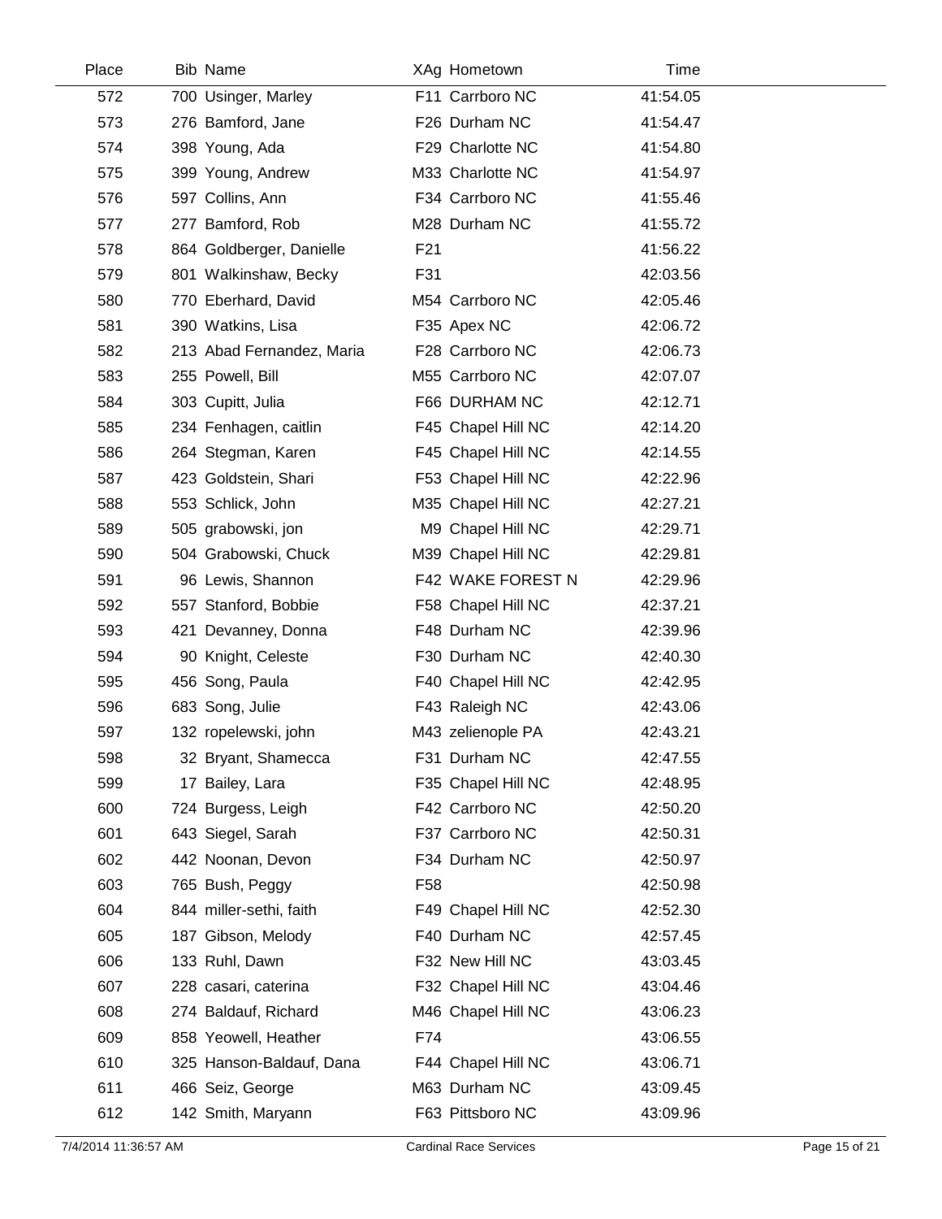| Place | Bib | Name | XAg | Hometown | Time |
|---|---|---|---|---|---|
| 572 | 700 | Usinger, Marley | F11 | Carrboro NC | 41:54.05 |
| 573 | 276 | Bamford, Jane | F26 | Durham NC | 41:54.47 |
| 574 | 398 | Young, Ada | F29 | Charlotte NC | 41:54.80 |
| 575 | 399 | Young, Andrew | M33 | Charlotte NC | 41:54.97 |
| 576 | 597 | Collins, Ann | F34 | Carrboro NC | 41:55.46 |
| 577 | 277 | Bamford, Rob | M28 | Durham NC | 41:55.72 |
| 578 | 864 | Goldberger, Danielle | F21 | | 41:56.22 |
| 579 | 801 | Walkinshaw, Becky | F31 | | 42:03.56 |
| 580 | 770 | Eberhard, David | M54 | Carrboro NC | 42:05.46 |
| 581 | 390 | Watkins, Lisa | F35 | Apex NC | 42:06.72 |
| 582 | 213 | Abad Fernandez, Maria | F28 | Carrboro NC | 42:06.73 |
| 583 | 255 | Powell, Bill | M55 | Carrboro NC | 42:07.07 |
| 584 | 303 | Cupitt, Julia | F66 | DURHAM NC | 42:12.71 |
| 585 | 234 | Fenhagen, caitlin | F45 | Chapel Hill NC | 42:14.20 |
| 586 | 264 | Stegman, Karen | F45 | Chapel Hill NC | 42:14.55 |
| 587 | 423 | Goldstein, Shari | F53 | Chapel Hill NC | 42:22.96 |
| 588 | 553 | Schlick, John | M35 | Chapel Hill NC | 42:27.21 |
| 589 | 505 | grabowski, jon | M9 | Chapel Hill NC | 42:29.71 |
| 590 | 504 | Grabowski, Chuck | M39 | Chapel Hill NC | 42:29.81 |
| 591 | 96 | Lewis, Shannon | F42 | WAKE FOREST N | 42:29.96 |
| 592 | 557 | Stanford, Bobbie | F58 | Chapel Hill NC | 42:37.21 |
| 593 | 421 | Devanney, Donna | F48 | Durham NC | 42:39.96 |
| 594 | 90 | Knight, Celeste | F30 | Durham NC | 42:40.30 |
| 595 | 456 | Song, Paula | F40 | Chapel Hill NC | 42:42.95 |
| 596 | 683 | Song, Julie | F43 | Raleigh NC | 42:43.06 |
| 597 | 132 | ropelewski, john | M43 | zelienople PA | 42:43.21 |
| 598 | 32 | Bryant, Shamecca | F31 | Durham NC | 42:47.55 |
| 599 | 17 | Bailey, Lara | F35 | Chapel Hill NC | 42:48.95 |
| 600 | 724 | Burgess, Leigh | F42 | Carrboro NC | 42:50.20 |
| 601 | 643 | Siegel, Sarah | F37 | Carrboro NC | 42:50.31 |
| 602 | 442 | Noonan, Devon | F34 | Durham NC | 42:50.97 |
| 603 | 765 | Bush, Peggy | F58 | | 42:50.98 |
| 604 | 844 | miller-sethi, faith | F49 | Chapel Hill NC | 42:52.30 |
| 605 | 187 | Gibson, Melody | F40 | Durham NC | 42:57.45 |
| 606 | 133 | Ruhl, Dawn | F32 | New Hill NC | 43:03.45 |
| 607 | 228 | casari, caterina | F32 | Chapel Hill NC | 43:04.46 |
| 608 | 274 | Baldauf, Richard | M46 | Chapel Hill NC | 43:06.23 |
| 609 | 858 | Yeowell, Heather | F74 | | 43:06.55 |
| 610 | 325 | Hanson-Baldauf, Dana | F44 | Chapel Hill NC | 43:06.71 |
| 611 | 466 | Seiz, George | M63 | Durham NC | 43:09.45 |
| 612 | 142 | Smith, Maryann | F63 | Pittsboro NC | 43:09.96 |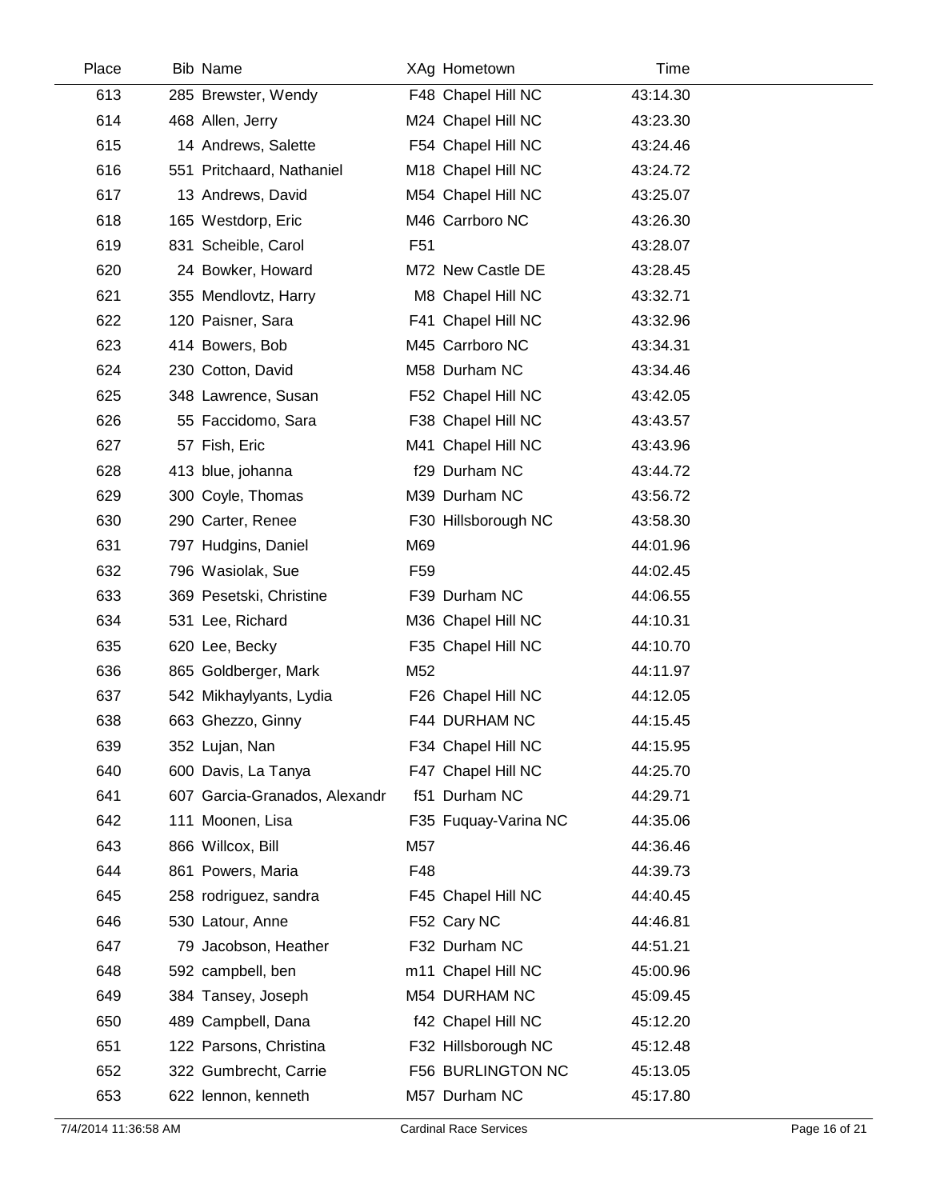| Place | Bib | Name | XAg | Hometown | Time |
|---|---|---|---|---|---|
| 613 | 285 | Brewster, Wendy | F48 | Chapel Hill NC | 43:14.30 |
| 614 | 468 | Allen, Jerry | M24 | Chapel Hill NC | 43:23.30 |
| 615 | 14 | Andrews, Salette | F54 | Chapel Hill NC | 43:24.46 |
| 616 | 551 | Pritchaard, Nathaniel | M18 | Chapel Hill NC | 43:24.72 |
| 617 | 13 | Andrews, David | M54 | Chapel Hill NC | 43:25.07 |
| 618 | 165 | Westdorp, Eric | M46 | Carrboro NC | 43:26.30 |
| 619 | 831 | Scheible, Carol | F51 | | 43:28.07 |
| 620 | 24 | Bowker, Howard | M72 | New Castle DE | 43:28.45 |
| 621 | 355 | Mendlovtz, Harry | M8 | Chapel Hill NC | 43:32.71 |
| 622 | 120 | Paisner, Sara | F41 | Chapel Hill NC | 43:32.96 |
| 623 | 414 | Bowers, Bob | M45 | Carrboro NC | 43:34.31 |
| 624 | 230 | Cotton, David | M58 | Durham NC | 43:34.46 |
| 625 | 348 | Lawrence, Susan | F52 | Chapel Hill NC | 43:42.05 |
| 626 | 55 | Faccidomo, Sara | F38 | Chapel Hill NC | 43:43.57 |
| 627 | 57 | Fish, Eric | M41 | Chapel Hill NC | 43:43.96 |
| 628 | 413 | blue, johanna | f29 | Durham NC | 43:44.72 |
| 629 | 300 | Coyle, Thomas | M39 | Durham NC | 43:56.72 |
| 630 | 290 | Carter, Renee | F30 | Hillsborough NC | 43:58.30 |
| 631 | 797 | Hudgins, Daniel | M69 | | 44:01.96 |
| 632 | 796 | Wasiolak, Sue | F59 | | 44:02.45 |
| 633 | 369 | Pesetski, Christine | F39 | Durham NC | 44:06.55 |
| 634 | 531 | Lee, Richard | M36 | Chapel Hill NC | 44:10.31 |
| 635 | 620 | Lee, Becky | F35 | Chapel Hill NC | 44:10.70 |
| 636 | 865 | Goldberger, Mark | M52 | | 44:11.97 |
| 637 | 542 | Mikhaylyants, Lydia | F26 | Chapel Hill NC | 44:12.05 |
| 638 | 663 | Ghezzo, Ginny | F44 | DURHAM NC | 44:15.45 |
| 639 | 352 | Lujan, Nan | F34 | Chapel Hill NC | 44:15.95 |
| 640 | 600 | Davis, La Tanya | F47 | Chapel Hill NC | 44:25.70 |
| 641 | 607 | Garcia-Granados, Alexandr | f51 | Durham NC | 44:29.71 |
| 642 | 111 | Moonen, Lisa | F35 | Fuquay-Varina NC | 44:35.06 |
| 643 | 866 | Willcox, Bill | M57 | | 44:36.46 |
| 644 | 861 | Powers, Maria | F48 | | 44:39.73 |
| 645 | 258 | rodriguez, sandra | F45 | Chapel Hill NC | 44:40.45 |
| 646 | 530 | Latour, Anne | F52 | Cary NC | 44:46.81 |
| 647 | 79 | Jacobson, Heather | F32 | Durham NC | 44:51.21 |
| 648 | 592 | campbell, ben | m11 | Chapel Hill NC | 45:00.96 |
| 649 | 384 | Tansey, Joseph | M54 | DURHAM NC | 45:09.45 |
| 650 | 489 | Campbell, Dana | f42 | Chapel Hill NC | 45:12.20 |
| 651 | 122 | Parsons, Christina | F32 | Hillsborough NC | 45:12.48 |
| 652 | 322 | Gumbrecht, Carrie | F56 | BURLINGTON NC | 45:13.05 |
| 653 | 622 | lennon, kenneth | M57 | Durham NC | 45:17.80 |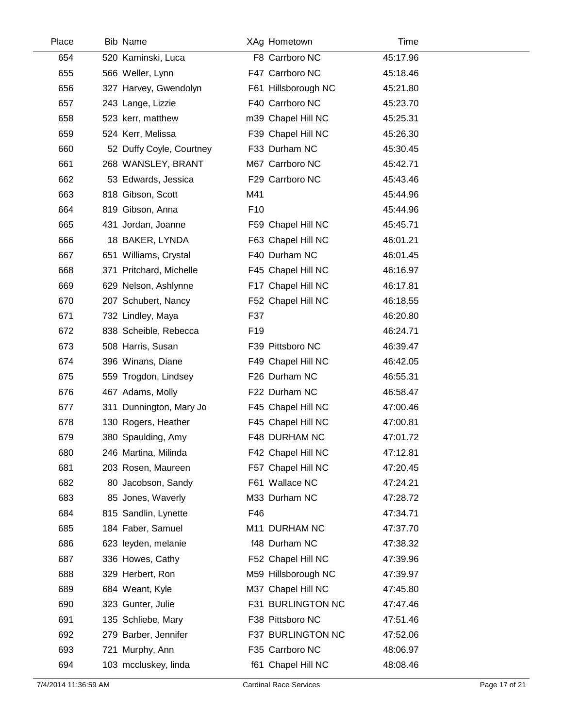| Place | Bib | Name | XAg | Hometown | Time |
|---|---|---|---|---|---|
| 654 | 520 | Kaminski, Luca | F8 | Carrboro NC | 45:17.96 |
| 655 | 566 | Weller, Lynn | F47 | Carrboro NC | 45:18.46 |
| 656 | 327 | Harvey, Gwendolyn | F61 | Hillsborough NC | 45:21.80 |
| 657 | 243 | Lange, Lizzie | F40 | Carrboro NC | 45:23.70 |
| 658 | 523 | kerr, matthew | m39 | Chapel Hill NC | 45:25.31 |
| 659 | 524 | Kerr, Melissa | F39 | Chapel Hill NC | 45:26.30 |
| 660 | 52 | Duffy Coyle, Courtney | F33 | Durham NC | 45:30.45 |
| 661 | 268 | WANSLEY, BRANT | M67 | Carrboro NC | 45:42.71 |
| 662 | 53 | Edwards, Jessica | F29 | Carrboro NC | 45:43.46 |
| 663 | 818 | Gibson, Scott | M41 | | 45:44.96 |
| 664 | 819 | Gibson, Anna | F10 | | 45:44.96 |
| 665 | 431 | Jordan, Joanne | F59 | Chapel Hill NC | 45:45.71 |
| 666 | 18 | BAKER, LYNDA | F63 | Chapel Hill NC | 46:01.21 |
| 667 | 651 | Williams, Crystal | F40 | Durham NC | 46:01.45 |
| 668 | 371 | Pritchard, Michelle | F45 | Chapel Hill NC | 46:16.97 |
| 669 | 629 | Nelson, Ashlynne | F17 | Chapel Hill NC | 46:17.81 |
| 670 | 207 | Schubert, Nancy | F52 | Chapel Hill NC | 46:18.55 |
| 671 | 732 | Lindley, Maya | F37 | | 46:20.80 |
| 672 | 838 | Scheible, Rebecca | F19 | | 46:24.71 |
| 673 | 508 | Harris, Susan | F39 | Pittsboro NC | 46:39.47 |
| 674 | 396 | Winans, Diane | F49 | Chapel Hill NC | 46:42.05 |
| 675 | 559 | Trogdon, Lindsey | F26 | Durham NC | 46:55.31 |
| 676 | 467 | Adams, Molly | F22 | Durham NC | 46:58.47 |
| 677 | 311 | Dunnington, Mary Jo | F45 | Chapel Hill NC | 47:00.46 |
| 678 | 130 | Rogers, Heather | F45 | Chapel Hill NC | 47:00.81 |
| 679 | 380 | Spaulding, Amy | F48 | DURHAM NC | 47:01.72 |
| 680 | 246 | Martina, Milinda | F42 | Chapel Hill NC | 47:12.81 |
| 681 | 203 | Rosen, Maureen | F57 | Chapel Hill NC | 47:20.45 |
| 682 | 80 | Jacobson, Sandy | F61 | Wallace NC | 47:24.21 |
| 683 | 85 | Jones, Waverly | M33 | Durham NC | 47:28.72 |
| 684 | 815 | Sandlin, Lynette | F46 | | 47:34.71 |
| 685 | 184 | Faber, Samuel | M11 | DURHAM NC | 47:37.70 |
| 686 | 623 | leyden, melanie | f48 | Durham NC | 47:38.32 |
| 687 | 336 | Howes, Cathy | F52 | Chapel Hill NC | 47:39.96 |
| 688 | 329 | Herbert, Ron | M59 | Hillsborough NC | 47:39.97 |
| 689 | 684 | Weant, Kyle | M37 | Chapel Hill NC | 47:45.80 |
| 690 | 323 | Gunter, Julie | F31 | BURLINGTON NC | 47:47.46 |
| 691 | 135 | Schliebe, Mary | F38 | Pittsboro NC | 47:51.46 |
| 692 | 279 | Barber, Jennifer | F37 | BURLINGTON NC | 47:52.06 |
| 693 | 721 | Murphy, Ann | F35 | Carrboro NC | 48:06.97 |
| 694 | 103 | mccluskey, linda | f61 | Chapel Hill NC | 48:08.46 |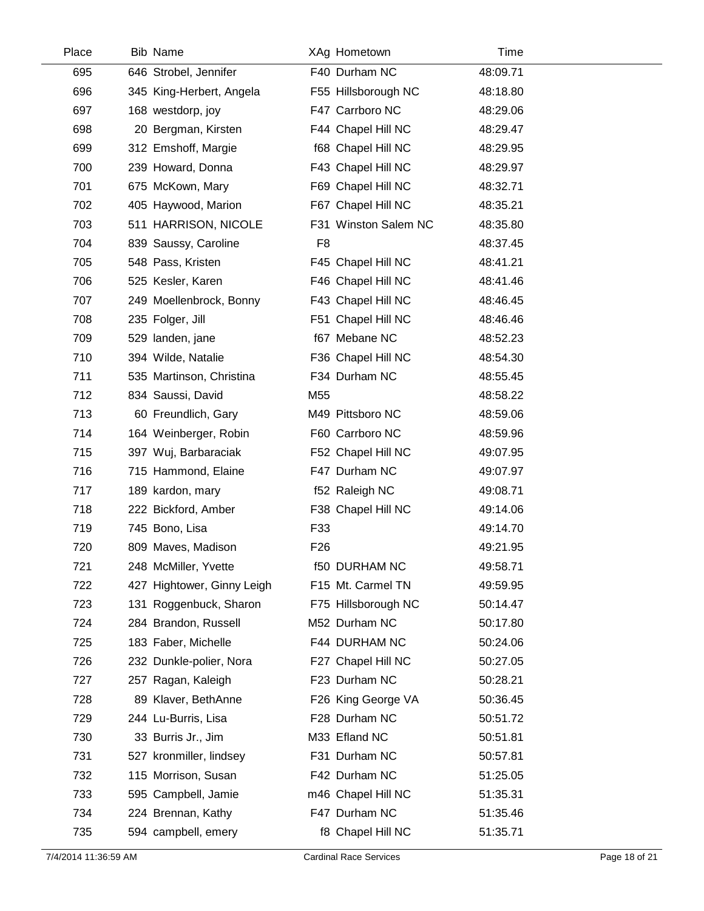| Place | Bib | Name | XAg | Hometown | Time |
|---|---|---|---|---|---|
| 695 | 646 | Strobel, Jennifer | F40 | Durham NC | 48:09.71 |
| 696 | 345 | King-Herbert, Angela | F55 | Hillsborough NC | 48:18.80 |
| 697 | 168 | westdorp, joy | F47 | Carrboro NC | 48:29.06 |
| 698 | 20 | Bergman, Kirsten | F44 | Chapel Hill NC | 48:29.47 |
| 699 | 312 | Emshoff, Margie | f68 | Chapel Hill NC | 48:29.95 |
| 700 | 239 | Howard, Donna | F43 | Chapel Hill NC | 48:29.97 |
| 701 | 675 | McKown, Mary | F69 | Chapel Hill NC | 48:32.71 |
| 702 | 405 | Haywood, Marion | F67 | Chapel Hill NC | 48:35.21 |
| 703 | 511 | HARRISON, NICOLE | F31 | Winston Salem NC | 48:35.80 |
| 704 | 839 | Saussy, Caroline | F8 | | 48:37.45 |
| 705 | 548 | Pass, Kristen | F45 | Chapel Hill NC | 48:41.21 |
| 706 | 525 | Kesler, Karen | F46 | Chapel Hill NC | 48:41.46 |
| 707 | 249 | Moellenbrock, Bonny | F43 | Chapel Hill NC | 48:46.45 |
| 708 | 235 | Folger, Jill | F51 | Chapel Hill NC | 48:46.46 |
| 709 | 529 | landen, jane | f67 | Mebane NC | 48:52.23 |
| 710 | 394 | Wilde, Natalie | F36 | Chapel Hill NC | 48:54.30 |
| 711 | 535 | Martinson, Christina | F34 | Durham NC | 48:55.45 |
| 712 | 834 | Saussi, David | M55 | | 48:58.22 |
| 713 | 60 | Freundlich, Gary | M49 | Pittsboro NC | 48:59.06 |
| 714 | 164 | Weinberger, Robin | F60 | Carrboro NC | 48:59.96 |
| 715 | 397 | Wuj, Barbaraciak | F52 | Chapel Hill NC | 49:07.95 |
| 716 | 715 | Hammond, Elaine | F47 | Durham NC | 49:07.97 |
| 717 | 189 | kardon, mary | f52 | Raleigh NC | 49:08.71 |
| 718 | 222 | Bickford, Amber | F38 | Chapel Hill NC | 49:14.06 |
| 719 | 745 | Bono, Lisa | F33 | | 49:14.70 |
| 720 | 809 | Maves, Madison | F26 | | 49:21.95 |
| 721 | 248 | McMiller, Yvette | f50 | DURHAM NC | 49:58.71 |
| 722 | 427 | Hightower, Ginny Leigh | F15 | Mt. Carmel TN | 49:59.95 |
| 723 | 131 | Roggenbuck, Sharon | F75 | Hillsborough NC | 50:14.47 |
| 724 | 284 | Brandon, Russell | M52 | Durham NC | 50:17.80 |
| 725 | 183 | Faber, Michelle | F44 | DURHAM NC | 50:24.06 |
| 726 | 232 | Dunkle-polier, Nora | F27 | Chapel Hill NC | 50:27.05 |
| 727 | 257 | Ragan, Kaleigh | F23 | Durham NC | 50:28.21 |
| 728 | 89 | Klaver, BethAnne | F26 | King George VA | 50:36.45 |
| 729 | 244 | Lu-Burris, Lisa | F28 | Durham NC | 50:51.72 |
| 730 | 33 | Burris Jr., Jim | M33 | Efland NC | 50:51.81 |
| 731 | 527 | kronmiller, lindsey | F31 | Durham NC | 50:57.81 |
| 732 | 115 | Morrison, Susan | F42 | Durham NC | 51:25.05 |
| 733 | 595 | Campbell, Jamie | m46 | Chapel Hill NC | 51:35.31 |
| 734 | 224 | Brennan, Kathy | F47 | Durham NC | 51:35.46 |
| 735 | 594 | campbell, emery | f8 | Chapel Hill NC | 51:35.71 |

7/4/2014 11:36:59 AM Cardinal Race Services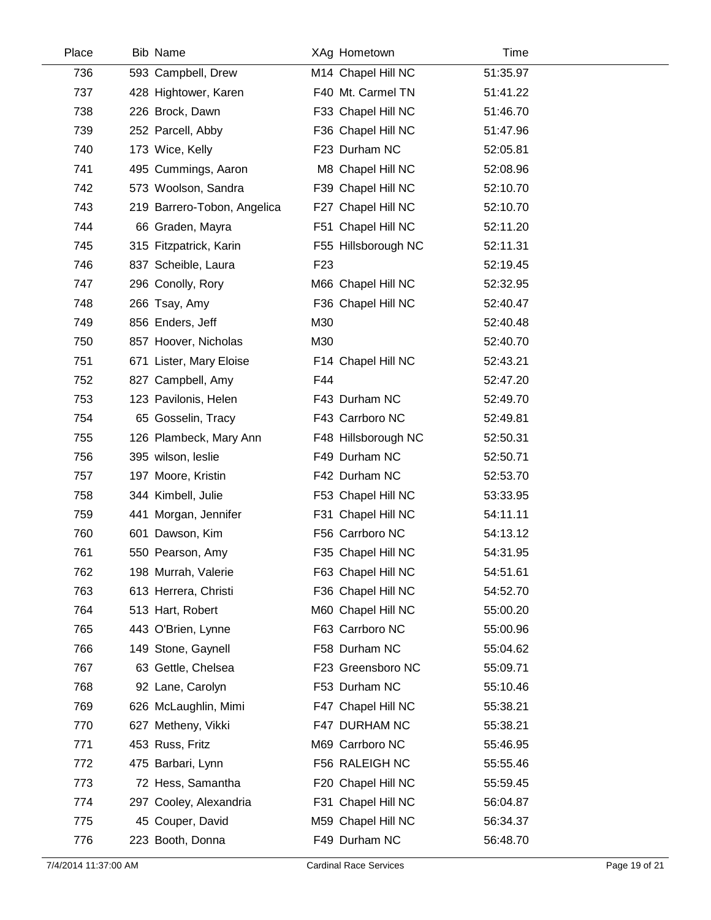| Place | Bib | Name | XAg | Hometown | Time |
|---|---|---|---|---|---|
| 736 | 593 | Campbell, Drew | M14 | Chapel Hill NC | 51:35.97 |
| 737 | 428 | Hightower, Karen | F40 | Mt. Carmel TN | 51:41.22 |
| 738 | 226 | Brock, Dawn | F33 | Chapel Hill NC | 51:46.70 |
| 739 | 252 | Parcell, Abby | F36 | Chapel Hill NC | 51:47.96 |
| 740 | 173 | Wice, Kelly | F23 | Durham NC | 52:05.81 |
| 741 | 495 | Cummings, Aaron | M8 | Chapel Hill NC | 52:08.96 |
| 742 | 573 | Woolson, Sandra | F39 | Chapel Hill NC | 52:10.70 |
| 743 | 219 | Barrero-Tobon, Angelica | F27 | Chapel Hill NC | 52:10.70 |
| 744 | 66 | Graden, Mayra | F51 | Chapel Hill NC | 52:11.20 |
| 745 | 315 | Fitzpatrick, Karin | F55 | Hillsborough NC | 52:11.31 |
| 746 | 837 | Scheible, Laura | F23 | | 52:19.45 |
| 747 | 296 | Conolly, Rory | M66 | Chapel Hill NC | 52:32.95 |
| 748 | 266 | Tsay, Amy | F36 | Chapel Hill NC | 52:40.47 |
| 749 | 856 | Enders, Jeff | M30 | | 52:40.48 |
| 750 | 857 | Hoover, Nicholas | M30 | | 52:40.70 |
| 751 | 671 | Lister, Mary Eloise | F14 | Chapel Hill NC | 52:43.21 |
| 752 | 827 | Campbell, Amy | F44 | | 52:47.20 |
| 753 | 123 | Pavilonis, Helen | F43 | Durham NC | 52:49.70 |
| 754 | 65 | Gosselin, Tracy | F43 | Carrboro NC | 52:49.81 |
| 755 | 126 | Plambeck, Mary Ann | F48 | Hillsborough NC | 52:50.31 |
| 756 | 395 | wilson, leslie | F49 | Durham NC | 52:50.71 |
| 757 | 197 | Moore, Kristin | F42 | Durham NC | 52:53.70 |
| 758 | 344 | Kimbell, Julie | F53 | Chapel Hill NC | 53:33.95 |
| 759 | 441 | Morgan, Jennifer | F31 | Chapel Hill NC | 54:11.11 |
| 760 | 601 | Dawson, Kim | F56 | Carrboro NC | 54:13.12 |
| 761 | 550 | Pearson, Amy | F35 | Chapel Hill NC | 54:31.95 |
| 762 | 198 | Murrah, Valerie | F63 | Chapel Hill NC | 54:51.61 |
| 763 | 613 | Herrera, Christi | F36 | Chapel Hill NC | 54:52.70 |
| 764 | 513 | Hart, Robert | M60 | Chapel Hill NC | 55:00.20 |
| 765 | 443 | O'Brien, Lynne | F63 | Carrboro NC | 55:00.96 |
| 766 | 149 | Stone, Gaynell | F58 | Durham NC | 55:04.62 |
| 767 | 63 | Gettle, Chelsea | F23 | Greensboro NC | 55:09.71 |
| 768 | 92 | Lane, Carolyn | F53 | Durham NC | 55:10.46 |
| 769 | 626 | McLaughlin, Mimi | F47 | Chapel Hill NC | 55:38.21 |
| 770 | 627 | Metheny, Vikki | F47 | DURHAM NC | 55:38.21 |
| 771 | 453 | Russ, Fritz | M69 | Carrboro NC | 55:46.95 |
| 772 | 475 | Barbari, Lynn | F56 | RALEIGH NC | 55:55.46 |
| 773 | 72 | Hess, Samantha | F20 | Chapel Hill NC | 55:59.45 |
| 774 | 297 | Cooley, Alexandria | F31 | Chapel Hill NC | 56:04.87 |
| 775 | 45 | Couper, David | M59 | Chapel Hill NC | 56:34.37 |
| 776 | 223 | Booth, Donna | F49 | Durham NC | 56:48.70 |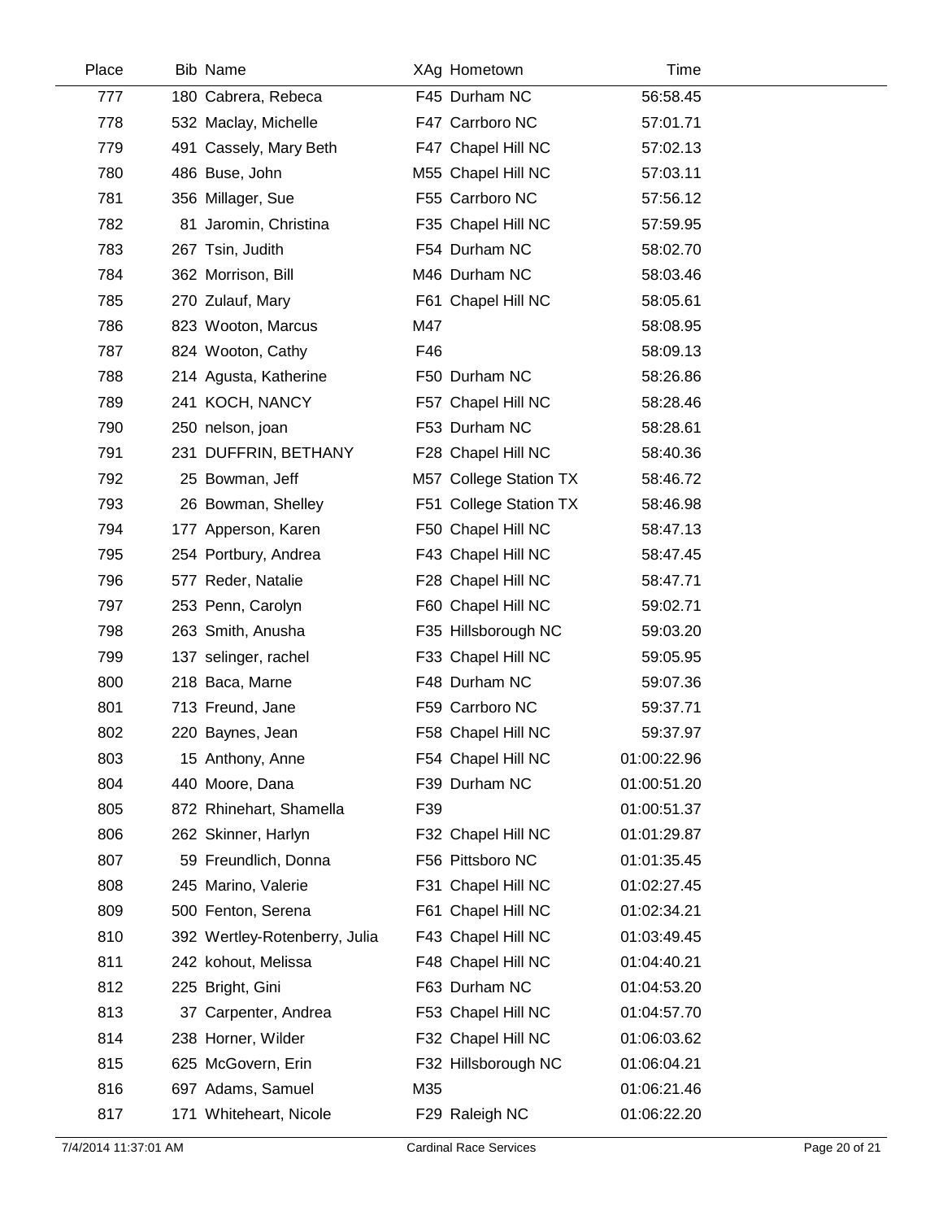| Place | Bib | Name | XAg | Hometown | Time |
|---|---|---|---|---|---|
| 777 | 180 | Cabrera, Rebeca | F45 | Durham NC | 56:58.45 |
| 778 | 532 | Maclay, Michelle | F47 | Carrboro NC | 57:01.71 |
| 779 | 491 | Cassely, Mary Beth | F47 | Chapel Hill NC | 57:02.13 |
| 780 | 486 | Buse, John | M55 | Chapel Hill NC | 57:03.11 |
| 781 | 356 | Millager, Sue | F55 | Carrboro NC | 57:56.12 |
| 782 | 81 | Jaromin, Christina | F35 | Chapel Hill NC | 57:59.95 |
| 783 | 267 | Tsin, Judith | F54 | Durham NC | 58:02.70 |
| 784 | 362 | Morrison, Bill | M46 | Durham NC | 58:03.46 |
| 785 | 270 | Zulauf, Mary | F61 | Chapel Hill NC | 58:05.61 |
| 786 | 823 | Wooton, Marcus | M47 | | 58:08.95 |
| 787 | 824 | Wooton, Cathy | F46 | | 58:09.13 |
| 788 | 214 | Agusta, Katherine | F50 | Durham NC | 58:26.86 |
| 789 | 241 | KOCH, NANCY | F57 | Chapel Hill NC | 58:28.46 |
| 790 | 250 | nelson, joan | F53 | Durham NC | 58:28.61 |
| 791 | 231 | DUFFRIN, BETHANY | F28 | Chapel Hill NC | 58:40.36 |
| 792 | 25 | Bowman, Jeff | M57 | College Station TX | 58:46.72 |
| 793 | 26 | Bowman, Shelley | F51 | College Station TX | 58:46.98 |
| 794 | 177 | Apperson, Karen | F50 | Chapel Hill NC | 58:47.13 |
| 795 | 254 | Portbury, Andrea | F43 | Chapel Hill NC | 58:47.45 |
| 796 | 577 | Reder, Natalie | F28 | Chapel Hill NC | 58:47.71 |
| 797 | 253 | Penn, Carolyn | F60 | Chapel Hill NC | 59:02.71 |
| 798 | 263 | Smith, Anusha | F35 | Hillsborough NC | 59:03.20 |
| 799 | 137 | selinger, rachel | F33 | Chapel Hill NC | 59:05.95 |
| 800 | 218 | Baca, Marne | F48 | Durham NC | 59:07.36 |
| 801 | 713 | Freund, Jane | F59 | Carrboro NC | 59:37.71 |
| 802 | 220 | Baynes, Jean | F58 | Chapel Hill NC | 59:37.97 |
| 803 | 15 | Anthony, Anne | F54 | Chapel Hill NC | 01:00:22.96 |
| 804 | 440 | Moore, Dana | F39 | Durham NC | 01:00:51.20 |
| 805 | 872 | Rhinehart, Shamella | F39 | | 01:00:51.37 |
| 806 | 262 | Skinner, Harlyn | F32 | Chapel Hill NC | 01:01:29.87 |
| 807 | 59 | Freundlich, Donna | F56 | Pittsboro NC | 01:01:35.45 |
| 808 | 245 | Marino, Valerie | F31 | Chapel Hill NC | 01:02:27.45 |
| 809 | 500 | Fenton, Serena | F61 | Chapel Hill NC | 01:02:34.21 |
| 810 | 392 | Wertley-Rotenberry, Julia | F43 | Chapel Hill NC | 01:03:49.45 |
| 811 | 242 | kohout, Melissa | F48 | Chapel Hill NC | 01:04:40.21 |
| 812 | 225 | Bright, Gini | F63 | Durham NC | 01:04:53.20 |
| 813 | 37 | Carpenter, Andrea | F53 | Chapel Hill NC | 01:04:57.70 |
| 814 | 238 | Horner, Wilder | F32 | Chapel Hill NC | 01:06:03.62 |
| 815 | 625 | McGovern, Erin | F32 | Hillsborough NC | 01:06:04.21 |
| 816 | 697 | Adams, Samuel | M35 | | 01:06:21.46 |
| 817 | 171 | Whiteheart, Nicole | F29 | Raleigh NC | 01:06:22.20 |

7/4/2014 11:37:01 AM — Cardinal Race Services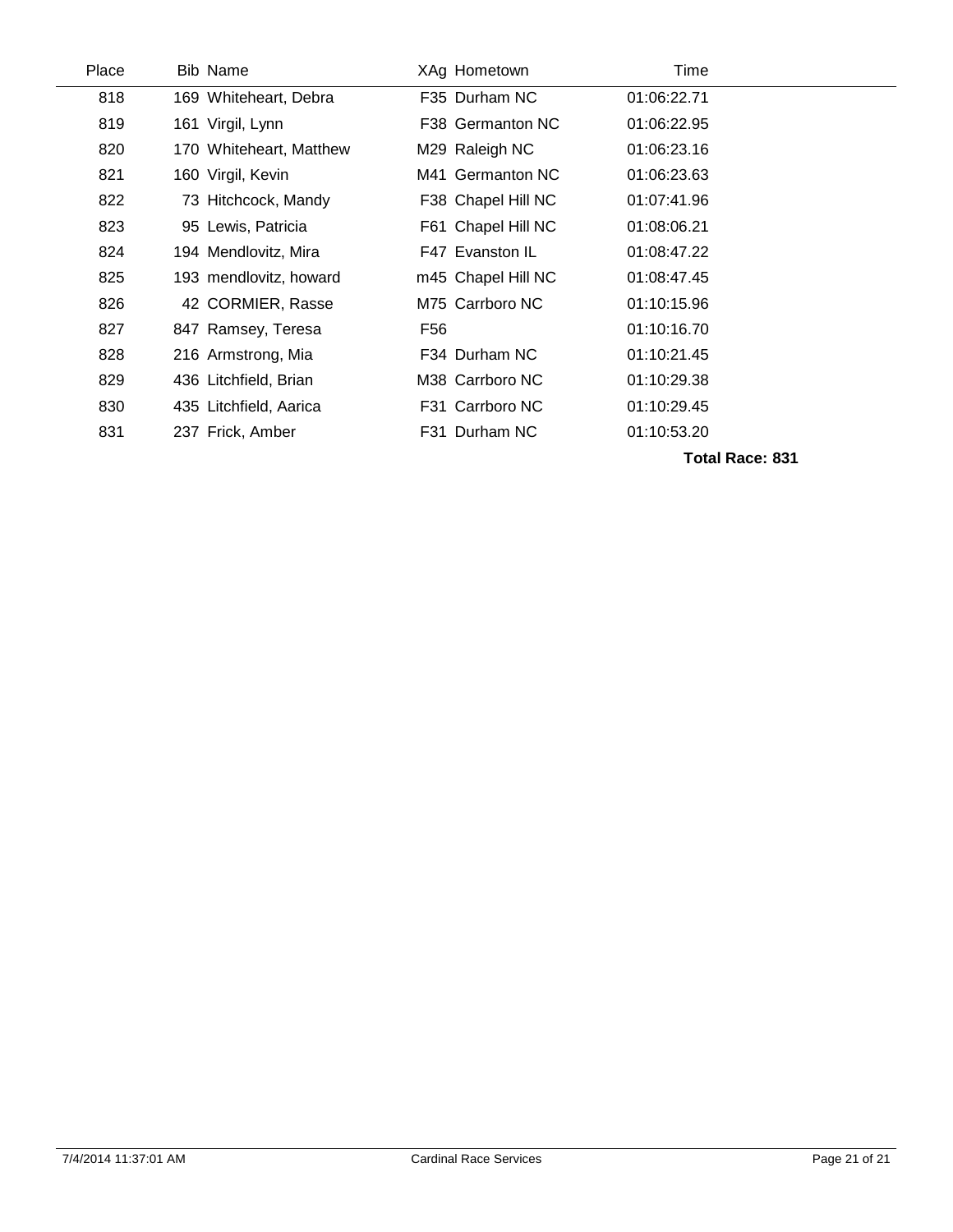| Place | Bib | Name | XAg | Hometown | Time |
|---|---|---|---|---|---|
| 818 | 169 | Whiteheart, Debra | F35 | Durham NC | 01:06:22.71 |
| 819 | 161 | Virgil, Lynn | F38 | Germanton NC | 01:06:22.95 |
| 820 | 170 | Whiteheart, Matthew | M29 | Raleigh NC | 01:06:23.16 |
| 821 | 160 | Virgil, Kevin | M41 | Germanton NC | 01:06:23.63 |
| 822 | 73 | Hitchcock, Mandy | F38 | Chapel Hill NC | 01:07:41.96 |
| 823 | 95 | Lewis, Patricia | F61 | Chapel Hill NC | 01:08:06.21 |
| 824 | 194 | Mendlovitz, Mira | F47 | Evanston IL | 01:08:47.22 |
| 825 | 193 | mendlovitz, howard | m45 | Chapel Hill NC | 01:08:47.45 |
| 826 | 42 | CORMIER, Rasse | M75 | Carrboro NC | 01:10:15.96 |
| 827 | 847 | Ramsey, Teresa | F56 | | 01:10:16.70 |
| 828 | 216 | Armstrong, Mia | F34 | Durham NC | 01:10:21.45 |
| 829 | 436 | Litchfield, Brian | M38 | Carrboro NC | 01:10:29.38 |
| 830 | 435 | Litchfield, Aarica | F31 | Carrboro NC | 01:10:29.45 |
| 831 | 237 | Frick, Amber | F31 | Durham NC | 01:10:53.20 |

**Total Race: 831**